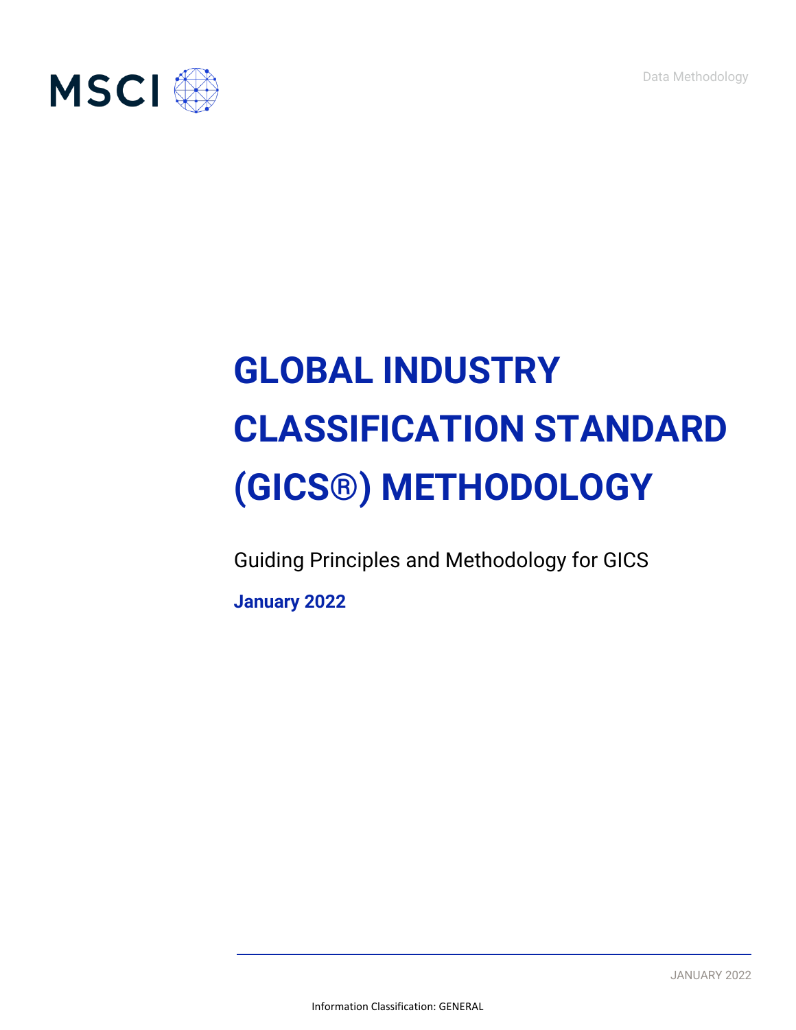MSCI

Data Methodology

# GLOBAL INDUSTRY CLASSIFICATION STANDARD (GICS®) METHODOLOGY

Guiding Principles and Methodology for GICS

**January 2022**

JANUARY 2022

Information Classification: GENERAL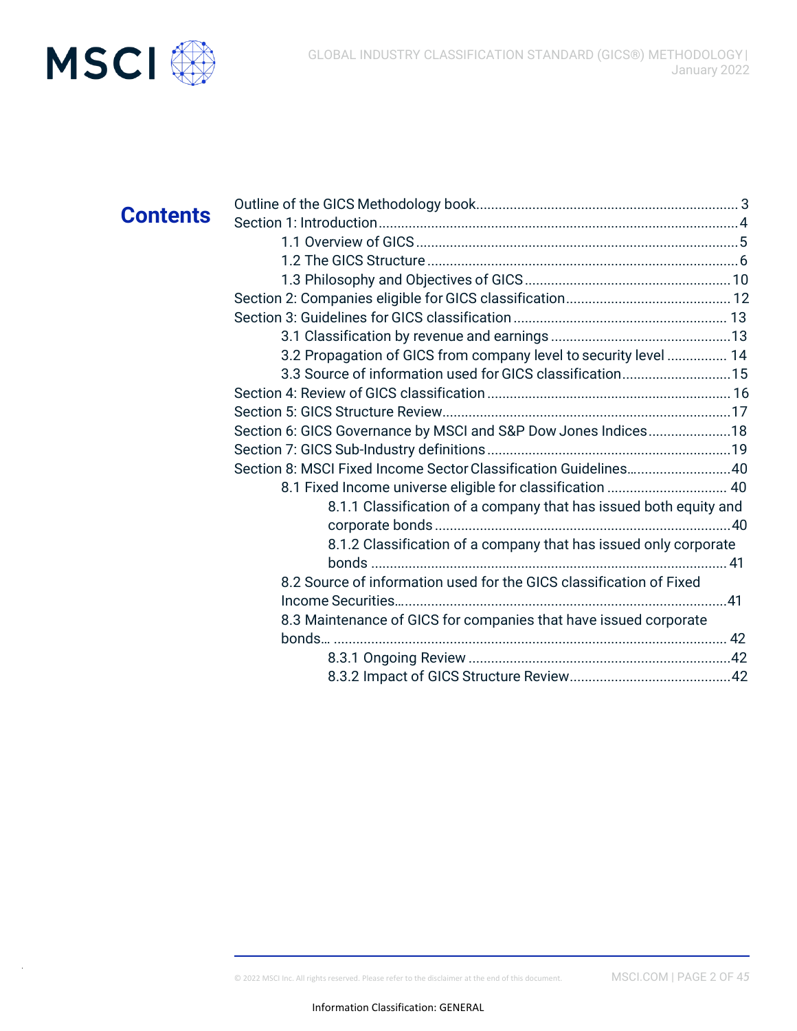# Contents

Outline of the GICS Methodology book....................................................................... 3
Section 1: Introduction.............................................................................................4
- 1.1 Overview of GICS ..................................................................................5
- 1.2 The GICS Structure ................................................................................6
- 1.3 Philosophy and Objectives of GICS ......................................................10

Section 2: Companies eligible for GICS classification............................................ 12
Section 3: Guidelines for GICS classification ......................................................... 13
- 3.1 Classification by revenue and earnings ................................................13
- 3.2 Propagation of GICS from company level to security level ................ 14
- 3.3 Source of information used for GICS classification.............................15

Section 4: Review of GICS classification ................................................................ 16
Section 5: GICS Structure Review...........................................................................17
Section 6: GICS Governance by MSCI and S&P Dow Jones Indices......................18
Section 7: GICS Sub-Industry definitions ................................................................19
Section 8: MSCI Fixed Income Sector Classification Guidelines...........................40
- 8.1 Fixed Income universe eligible for classification ................................ 40
  - 8.1.1 Classification of a company that has issued both equity and corporate bonds ..............................................................................40
  - 8.1.2 Classification of a company that has issued only corporate bonds .............................................................................................. 41
- 8.2 Source of information used for the GICS classification of Fixed Income Securities......................................................................................41
- 8.3 Maintenance of GICS for companies that have issued corporate bonds… ........................................................................................................ 42
  - 8.3.1 Ongoing Review .....................................................................42
  - 8.3.2 Impact of GICS Structure Review..........................................42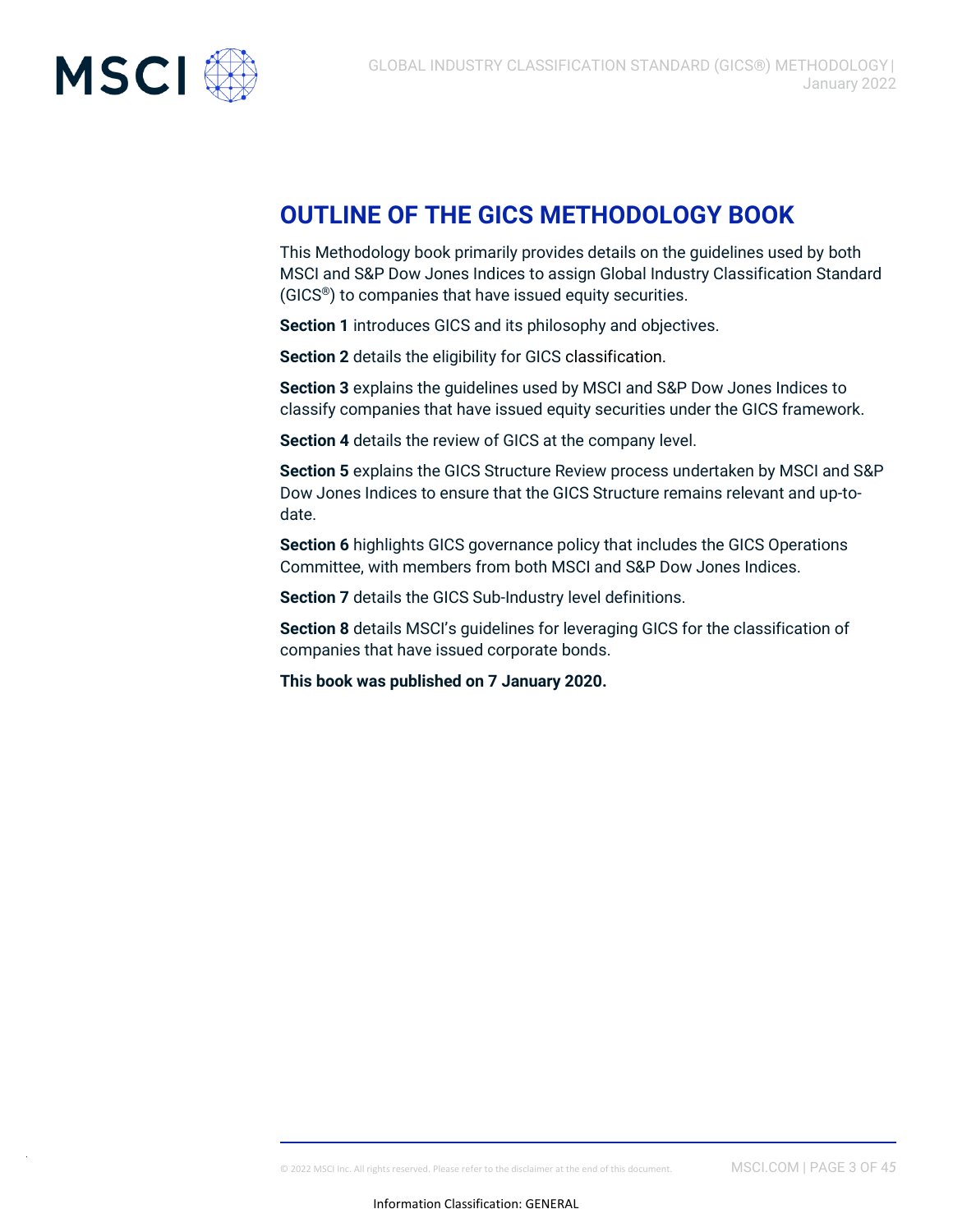# OUTLINE OF THE GICS METHODOLOGY BOOK

This Methodology book primarily provides details on the guidelines used by both MSCI and S&P Dow Jones Indices to assign Global Industry Classification Standard (GICS®) to companies that have issued equity securities.

**Section 1** introduces GICS and its philosophy and objectives.

**Section 2** details the eligibility for GICS classification.

**Section 3** explains the guidelines used by MSCI and S&P Dow Jones Indices to classify companies that have issued equity securities under the GICS framework.

**Section 4** details the review of GICS at the company level.

**Section 5** explains the GICS Structure Review process undertaken by MSCI and S&P Dow Jones Indices to ensure that the GICS Structure remains relevant and up-to-date.

**Section 6** highlights GICS governance policy that includes the GICS Operations Committee, with members from both MSCI and S&P Dow Jones Indices.

**Section 7** details the GICS Sub-Industry level definitions.

**Section 8** details MSCI's guidelines for leveraging GICS for the classification of companies that have issued corporate bonds.

**This book was published on 7 January 2020.**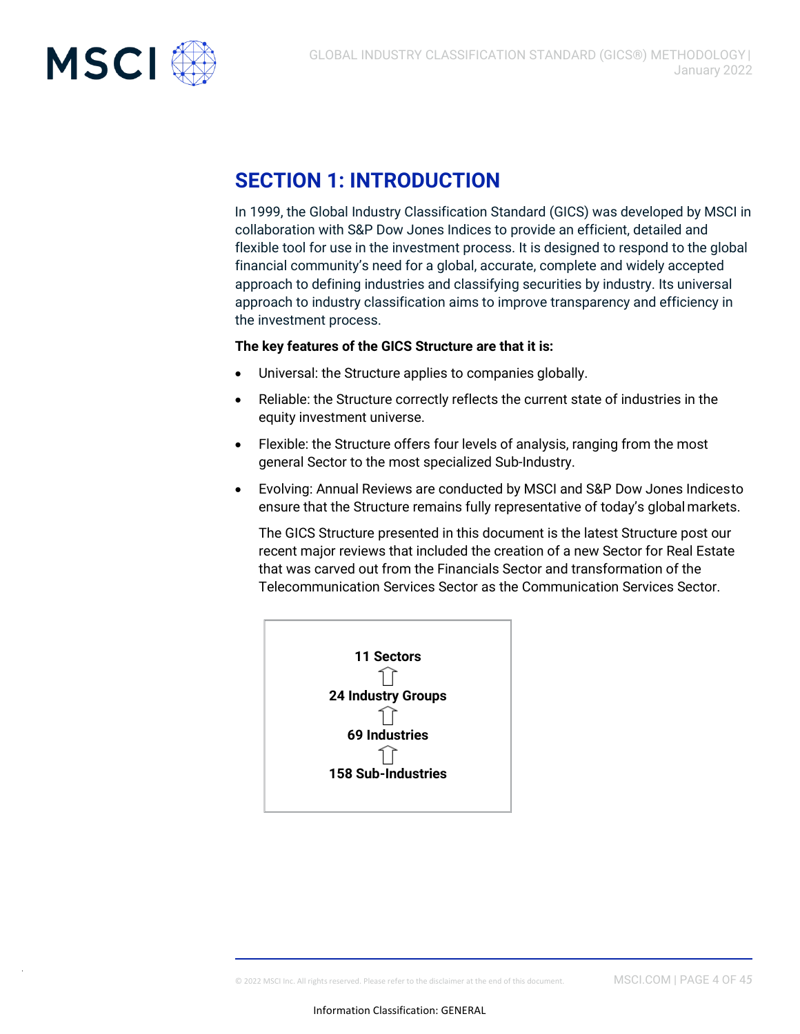# SECTION 1: INTRODUCTION

In 1999, the Global Industry Classification Standard (GICS) was developed by MSCI in collaboration with S&P Dow Jones Indices to provide an efficient, detailed and flexible tool for use in the investment process. It is designed to respond to the global financial community's need for a global, accurate, complete and widely accepted approach to defining industries and classifying securities by industry. Its universal approach to industry classification aims to improve transparency and efficiency in the investment process.

**The key features of the GICS Structure are that it is:**

- Universal: the Structure applies to companies globally.
- Reliable: the Structure correctly reflects the current state of industries in the equity investment universe.
- Flexible: the Structure offers four levels of analysis, ranging from the most general Sector to the most specialized Sub-Industry.
- Evolving: Annual Reviews are conducted by MSCI and S&P Dow Jones Indices to ensure that the Structure remains fully representative of today's global markets.

  The GICS Structure presented in this document is the latest Structure post our recent major reviews that included the creation of a new Sector for Real Estate that was carved out from the Financials Sector and transformation of the Telecommunication Services Sector as the Communication Services Sector.

**11 Sectors**

⇧

**24 Industry Groups**

⇧

**69 Industries**

⇧

**158 Sub-Industries**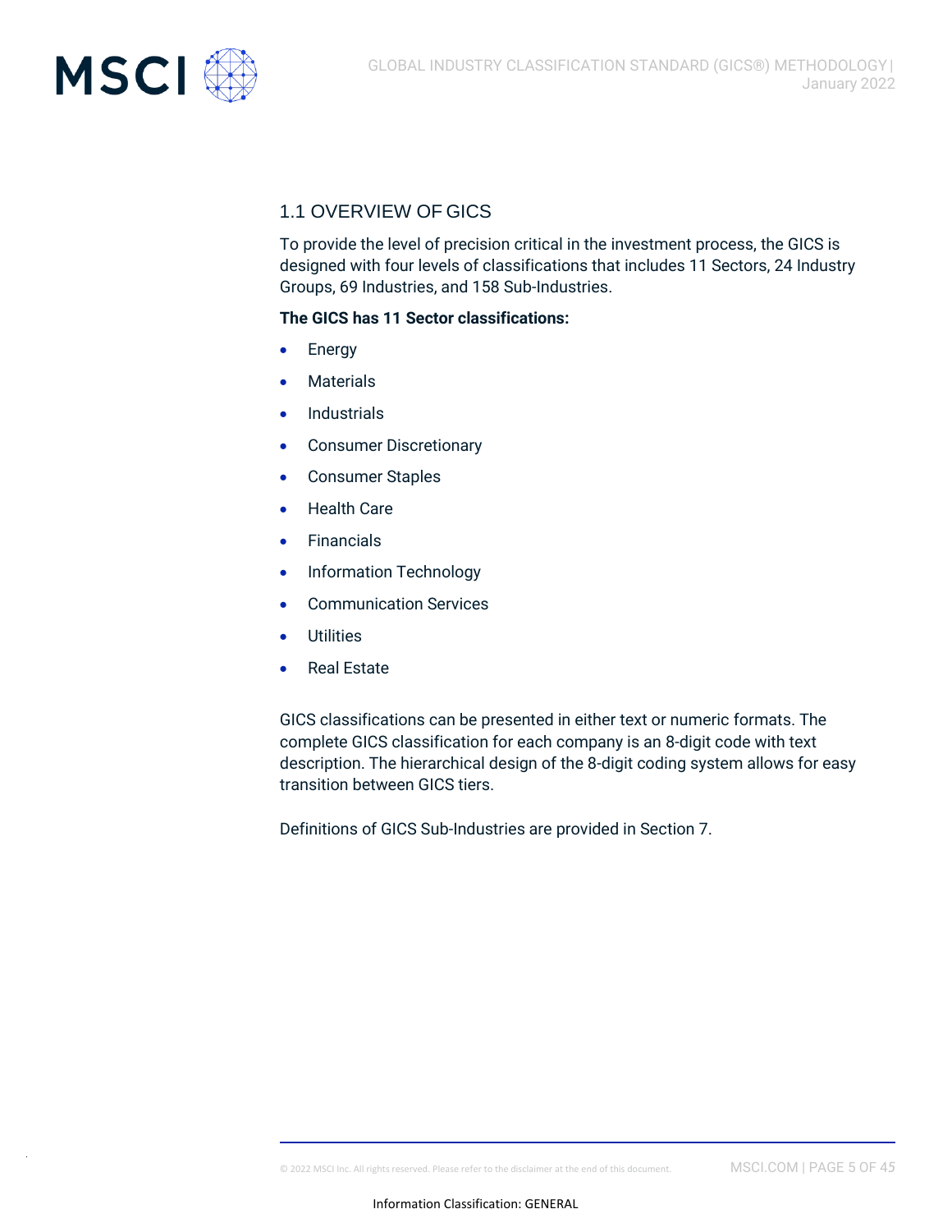## 1.1 OVERVIEW OF GICS

To provide the level of precision critical in the investment process, the GICS is designed with four levels of classifications that includes 11 Sectors, 24 Industry Groups, 69 Industries, and 158 Sub-Industries.

**The GICS has 11 Sector classifications:**

- Energy
- Materials
- Industrials
- Consumer Discretionary
- Consumer Staples
- Health Care
- Financials
- Information Technology
- Communication Services
- Utilities
- Real Estate

GICS classifications can be presented in either text or numeric formats. The complete GICS classification for each company is an 8-digit code with text description. The hierarchical design of the 8-digit coding system allows for easy transition between GICS tiers.

Definitions of GICS Sub-Industries are provided in Section 7.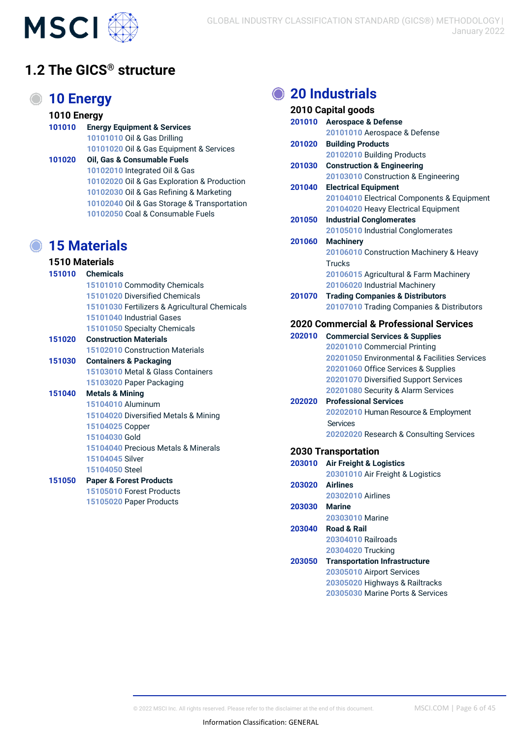## 1.2 The GICS® structure

### 10 Energy

**1010 Energy**

**101010 Energy Equipment & Services**
- 10101010 Oil & Gas Drilling
- 10101020 Oil & Gas Equipment & Services

**101020 Oil, Gas & Consumable Fuels**
- 10102010 Integrated Oil & Gas
- 10102020 Oil & Gas Exploration & Production
- 10102030 Oil & Gas Refining & Marketing
- 10102040 Oil & Gas Storage & Transportation
- 10102050 Coal & Consumable Fuels

### 15 Materials

**1510 Materials**

**151010 Chemicals**
- 15101010 Commodity Chemicals
- 15101020 Diversified Chemicals
- 15101030 Fertilizers & Agricultural Chemicals
- 15101040 Industrial Gases
- 15101050 Specialty Chemicals

**151020 Construction Materials**
- 15102010 Construction Materials

**151030 Containers & Packaging**
- 15103010 Metal & Glass Containers
- 15103020 Paper Packaging

**151040 Metals & Mining**
- 15104010 Aluminum
- 15104020 Diversified Metals & Mining
- 15104025 Copper
- 15104030 Gold
- 15104040 Precious Metals & Minerals
- 15104045 Silver
- 15104050 Steel

**151050 Paper & Forest Products**
- 15105010 Forest Products
- 15105020 Paper Products

### 20 Industrials

**2010 Capital goods**

**201010 Aerospace & Defense**
- 20101010 Aerospace & Defense

**201020 Building Products**
- 20102010 Building Products

**201030 Construction & Engineering**
- 20103010 Construction & Engineering

**201040 Electrical Equipment**
- 20104010 Electrical Components & Equipment
- 20104020 Heavy Electrical Equipment

**201050 Industrial Conglomerates**
- 20105010 Industrial Conglomerates

**201060 Machinery**
- 20106010 Construction Machinery & Heavy Trucks
- 20106015 Agricultural & Farm Machinery
- 20106020 Industrial Machinery

**201070 Trading Companies & Distributors**
- 20107010 Trading Companies & Distributors

**2020 Commercial & Professional Services**

**202010 Commercial Services & Supplies**
- 20201010 Commercial Printing
- 20201050 Environmental & Facilities Services
- 20201060 Office Services & Supplies
- 20201070 Diversified Support Services
- 20201080 Security & Alarm Services

**202020 Professional Services**
- 20202010 Human Resource & Employment Services
- 20202020 Research & Consulting Services

**2030 Transportation**

**203010 Air Freight & Logistics**
- 20301010 Air Freight & Logistics

**203020 Airlines**
- 20302010 Airlines

**203030 Marine**
- 20303010 Marine

**203040 Road & Rail**
- 20304010 Railroads
- 20304020 Trucking

**203050 Transportation Infrastructure**
- 20305010 Airport Services
- 20305020 Highways & Railtracks
- 20305030 Marine Ports & Services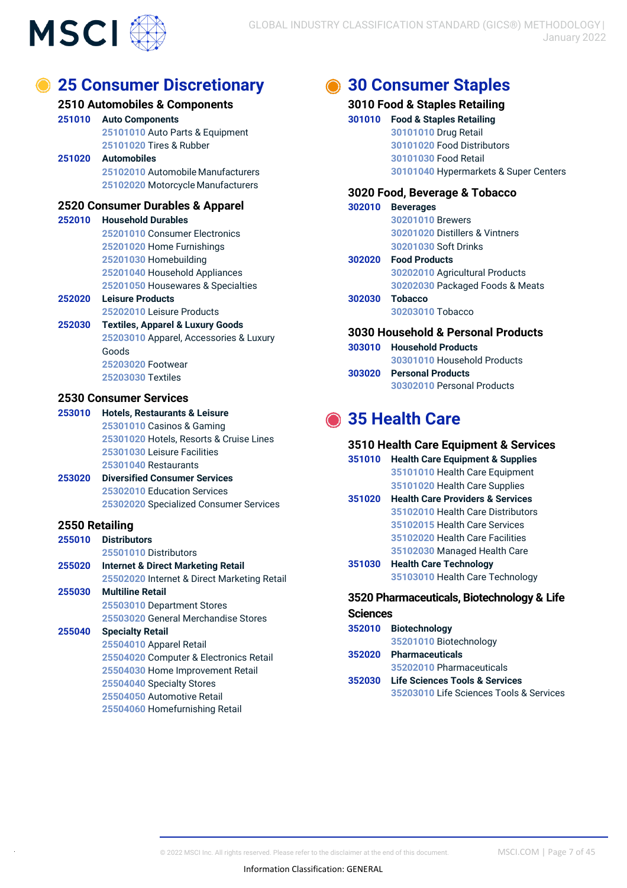## 25 Consumer Discretionary

### 2510 Automobiles & Components

**251010 Auto Components**
- 25101010 Auto Parts & Equipment
- 25101020 Tires & Rubber

**251020 Automobiles**
- 25102010 Automobile Manufacturers
- 25102020 Motorcycle Manufacturers

### 2520 Consumer Durables & Apparel

**252010 Household Durables**
- 25201010 Consumer Electronics
- 25201020 Home Furnishings
- 25201030 Homebuilding
- 25201040 Household Appliances
- 25201050 Housewares & Specialties

**252020 Leisure Products**
- 25202010 Leisure Products

**252030 Textiles, Apparel & Luxury Goods**
- 25203010 Apparel, Accessories & Luxury Goods
- 25203020 Footwear
- 25203030 Textiles

### 2530 Consumer Services

**253010 Hotels, Restaurants & Leisure**
- 25301010 Casinos & Gaming
- 25301020 Hotels, Resorts & Cruise Lines
- 25301030 Leisure Facilities
- 25301040 Restaurants

**253020 Diversified Consumer Services**
- 25302010 Education Services
- 25302020 Specialized Consumer Services

### 2550 Retailing

**255010 Distributors**
- 25501010 Distributors

**255020 Internet & Direct Marketing Retail**
- 25502020 Internet & Direct Marketing Retail

**255030 Multiline Retail**
- 25503010 Department Stores
- 25503020 General Merchandise Stores

**255040 Specialty Retail**
- 25504010 Apparel Retail
- 25504020 Computer & Electronics Retail
- 25504030 Home Improvement Retail
- 25504040 Specialty Stores
- 25504050 Automotive Retail
- 25504060 Homefurnishing Retail

## 30 Consumer Staples

### 3010 Food & Staples Retailing

**301010 Food & Staples Retailing**
- 30101010 Drug Retail
- 30101020 Food Distributors
- 30101030 Food Retail
- 30101040 Hypermarkets & Super Centers

### 3020 Food, Beverage & Tobacco

**302010 Beverages**
- 30201010 Brewers
- 30201020 Distillers & Vintners
- 30201030 Soft Drinks

**302020 Food Products**
- 30202010 Agricultural Products
- 30202030 Packaged Foods & Meats

**302030 Tobacco**
- 30203010 Tobacco

### 3030 Household & Personal Products

**303010 Household Products**
- 30301010 Household Products

**303020 Personal Products**
- 30302010 Personal Products

## 35 Health Care

### 3510 Health Care Equipment & Services

**351010 Health Care Equipment & Supplies**
- 35101010 Health Care Equipment
- 35101020 Health Care Supplies

**351020 Health Care Providers & Services**
- 35102010 Health Care Distributors
- 35102015 Health Care Services
- 35102020 Health Care Facilities
- 35102030 Managed Health Care

**351030 Health Care Technology**
- 35103010 Health Care Technology

### 3520 Pharmaceuticals, Biotechnology & Life Sciences

**352010 Biotechnology**
- 35201010 Biotechnology

**352020 Pharmaceuticals**
- 35202010 Pharmaceuticals

**352030 Life Sciences Tools & Services**
- 35203010 Life Sciences Tools & Services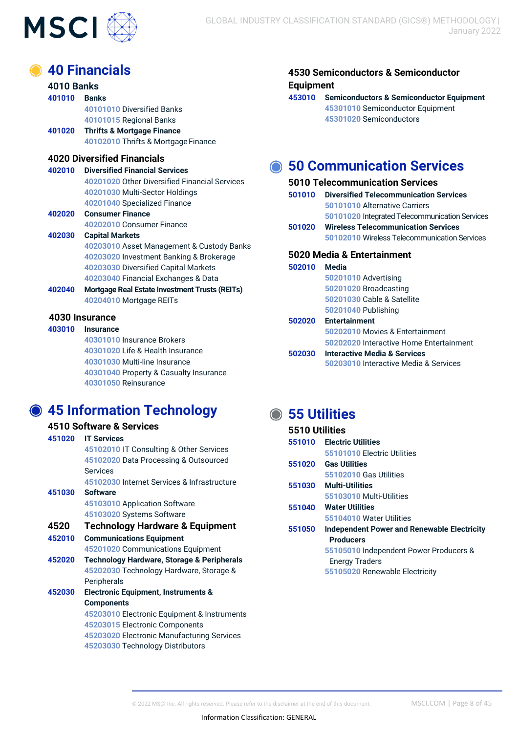# 40 Financials

## 4010 Banks

**401010 Banks**

- 40101010 Diversified Banks
- 40101015 Regional Banks

**401020 Thrifts & Mortgage Finance**

- 40102010 Thrifts & Mortgage Finance

## 4020 Diversified Financials

**402010 Diversified Financial Services**

- 40201020 Other Diversified Financial Services
- 40201030 Multi-Sector Holdings
- 40201040 Specialized Finance

**402020 Consumer Finance**

- 40202010 Consumer Finance

**402030 Capital Markets**

- 40203010 Asset Management & Custody Banks
- 40203020 Investment Banking & Brokerage
- 40203030 Diversified Capital Markets
- 40203040 Financial Exchanges & Data

**402040 Mortgage Real Estate Investment Trusts (REITs)**

- 40204010 Mortgage REITs

## 4030 Insurance

**403010 Insurance**

- 40301010 Insurance Brokers
- 40301020 Life & Health Insurance
- 40301030 Multi-line Insurance
- 40301040 Property & Casualty Insurance
- 40301050 Reinsurance

# 45 Information Technology

## 4510 Software & Services

**451020 IT Services**

- 45102010 IT Consulting & Other Services
- 45102020 Data Processing & Outsourced Services
- 45102030 Internet Services & Infrastructure

**451030 Software**

- 45103010 Application Software
- 45103020 Systems Software

## 4520 Technology Hardware & Equipment

**452010 Communications Equipment**

- 45201020 Communications Equipment

**452020 Technology Hardware, Storage & Peripherals**

- 45202030 Technology Hardware, Storage & Peripherals

**452030 Electronic Equipment, Instruments & Components**

- 45203010 Electronic Equipment & Instruments
- 45203015 Electronic Components
- 45203020 Electronic Manufacturing Services
- 45203030 Technology Distributors

## 4530 Semiconductors & Semiconductor Equipment

**453010 Semiconductors & Semiconductor Equipment**

- 45301010 Semiconductor Equipment
- 45301020 Semiconductors

# 50 Communication Services

## 5010 Telecommunication Services

**501010 Diversified Telecommunication Services**

- 50101010 Alternative Carriers
- 50101020 Integrated Telecommunication Services

**501020 Wireless Telecommunication Services**

- 50102010 Wireless Telecommunication Services

## 5020 Media & Entertainment

**502010 Media**

- 50201010 Advertising
- 50201020 Broadcasting
- 50201030 Cable & Satellite
- 50201040 Publishing

**502020 Entertainment**

- 50202010 Movies & Entertainment
- 50202020 Interactive Home Entertainment

**502030 Interactive Media & Services**

- 50203010 Interactive Media & Services

# 55 Utilities

## 5510 Utilities

**551010 Electric Utilities**

- 55101010 Electric Utilities

**551020 Gas Utilities**

- 55102010 Gas Utilities

**551030 Multi-Utilities**

- 55103010 Multi-Utilities

**551040 Water Utilities**

- 55104010 Water Utilities

**551050 Independent Power and Renewable Electricity Producers**

- 55105010 Independent Power Producers & Energy Traders
- 55105020 Renewable Electricity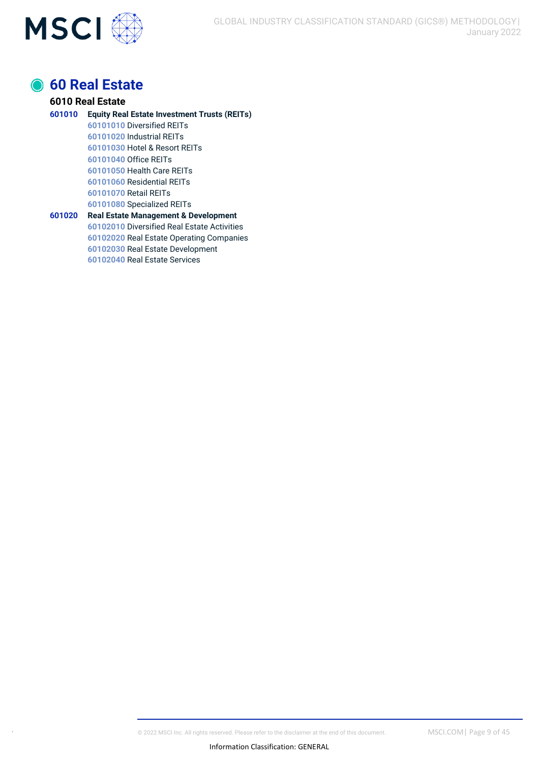# 60 Real Estate

## 6010 Real Estate

**601010 Equity Real Estate Investment Trusts (REITs)**

- 60101010 Diversified REITs
- 60101020 Industrial REITs
- 60101030 Hotel & Resort REITs
- 60101040 Office REITs
- 60101050 Health Care REITs
- 60101060 Residential REITs
- 60101070 Retail REITs
- 60101080 Specialized REITs

**601020 Real Estate Management & Development**

- 60102010 Diversified Real Estate Activities
- 60102020 Real Estate Operating Companies
- 60102030 Real Estate Development
- 60102040 Real Estate Services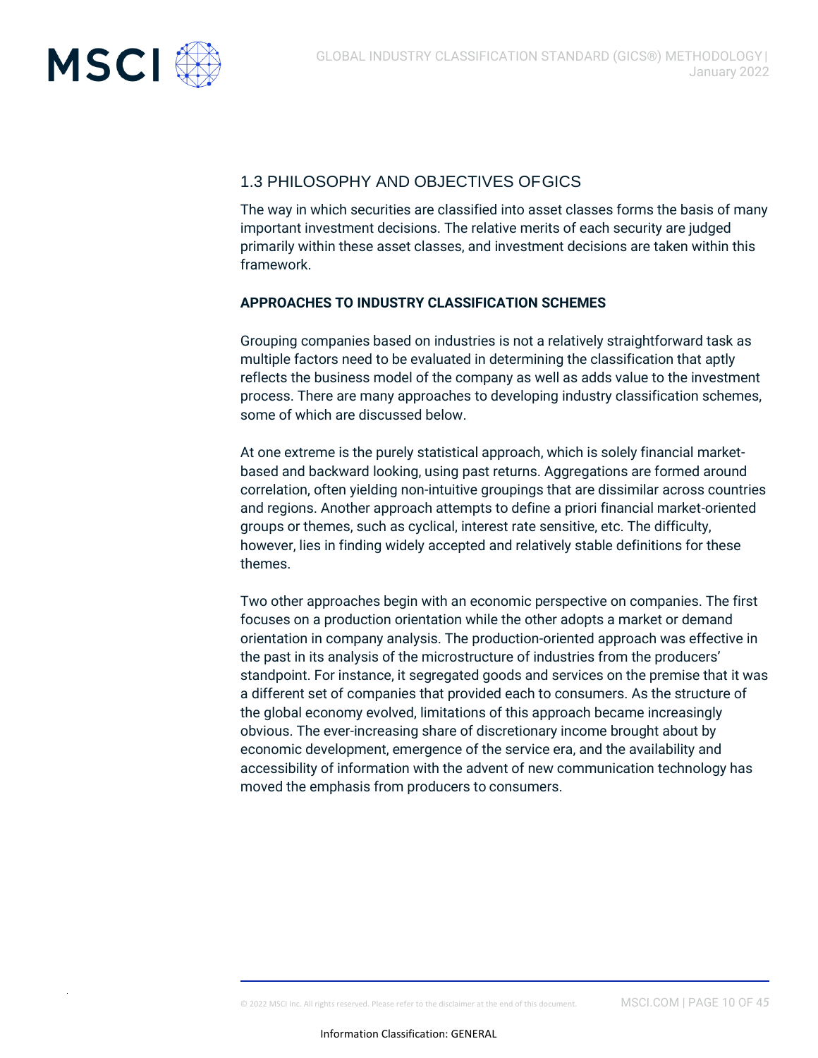## 1.3 PHILOSOPHY AND OBJECTIVES OFGICS

The way in which securities are classified into asset classes forms the basis of many important investment decisions. The relative merits of each security are judged primarily within these asset classes, and investment decisions are taken within this framework.

**APPROACHES TO INDUSTRY CLASSIFICATION SCHEMES**

Grouping companies based on industries is not a relatively straightforward task as multiple factors need to be evaluated in determining the classification that aptly reflects the business model of the company as well as adds value to the investment process. There are many approaches to developing industry classification schemes, some of which are discussed below.

At one extreme is the purely statistical approach, which is solely financial market-based and backward looking, using past returns. Aggregations are formed around correlation, often yielding non-intuitive groupings that are dissimilar across countries and regions. Another approach attempts to define a priori financial market-oriented groups or themes, such as cyclical, interest rate sensitive, etc. The difficulty, however, lies in finding widely accepted and relatively stable definitions for these themes.

Two other approaches begin with an economic perspective on companies. The first focuses on a production orientation while the other adopts a market or demand orientation in company analysis. The production-oriented approach was effective in the past in its analysis of the microstructure of industries from the producers' standpoint. For instance, it segregated goods and services on the premise that it was a different set of companies that provided each to consumers. As the structure of the global economy evolved, limitations of this approach became increasingly obvious. The ever-increasing share of discretionary income brought about by economic development, emergence of the service era, and the availability and accessibility of information with the advent of new communication technology has moved the emphasis from producers to consumers.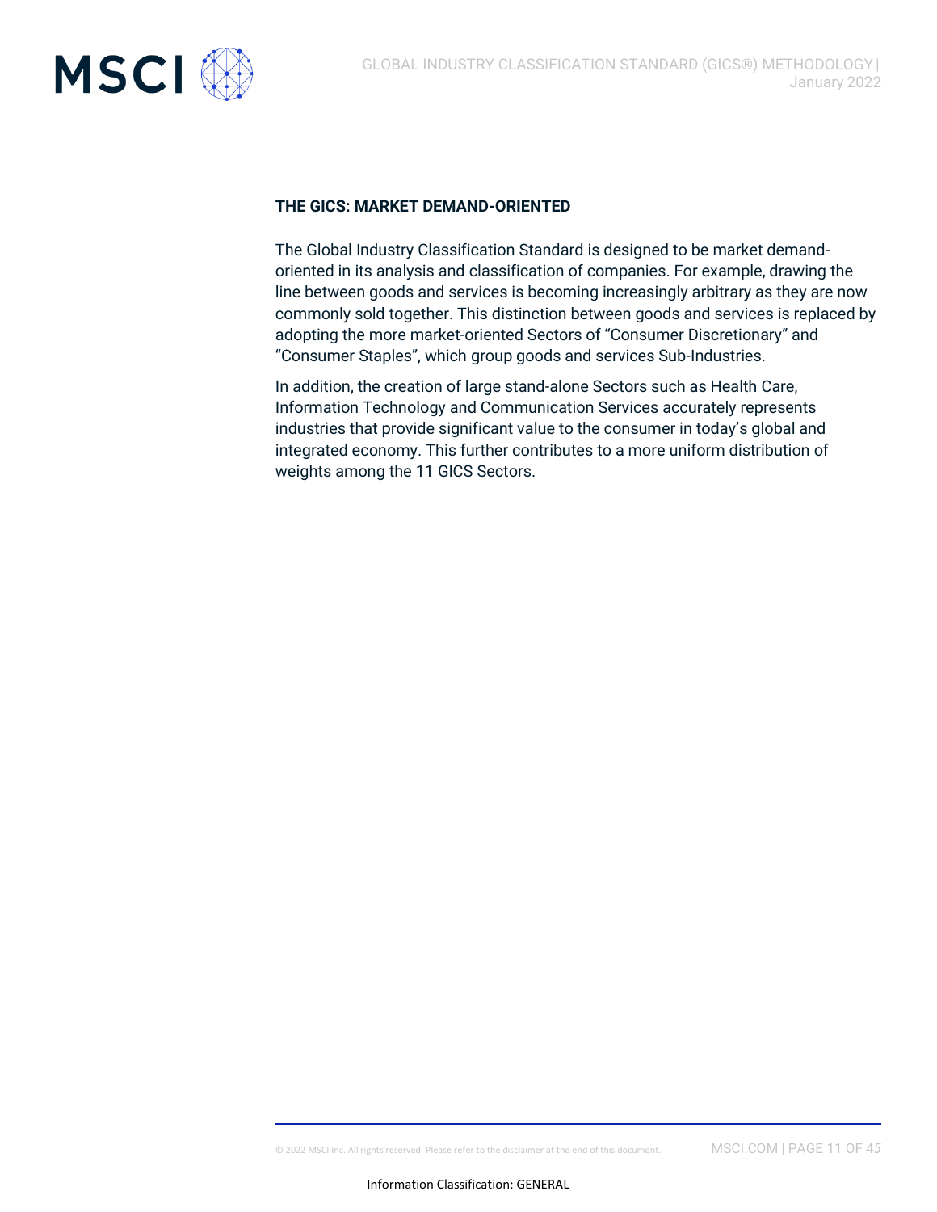## THE GICS: MARKET DEMAND-ORIENTED

The Global Industry Classification Standard is designed to be market demand-oriented in its analysis and classification of companies. For example, drawing the line between goods and services is becoming increasingly arbitrary as they are now commonly sold together. This distinction between goods and services is replaced by adopting the more market-oriented Sectors of "Consumer Discretionary" and "Consumer Staples", which group goods and services Sub-Industries.

In addition, the creation of large stand-alone Sectors such as Health Care, Information Technology and Communication Services accurately represents industries that provide significant value to the consumer in today's global and integrated economy. This further contributes to a more uniform distribution of weights among the 11 GICS Sectors.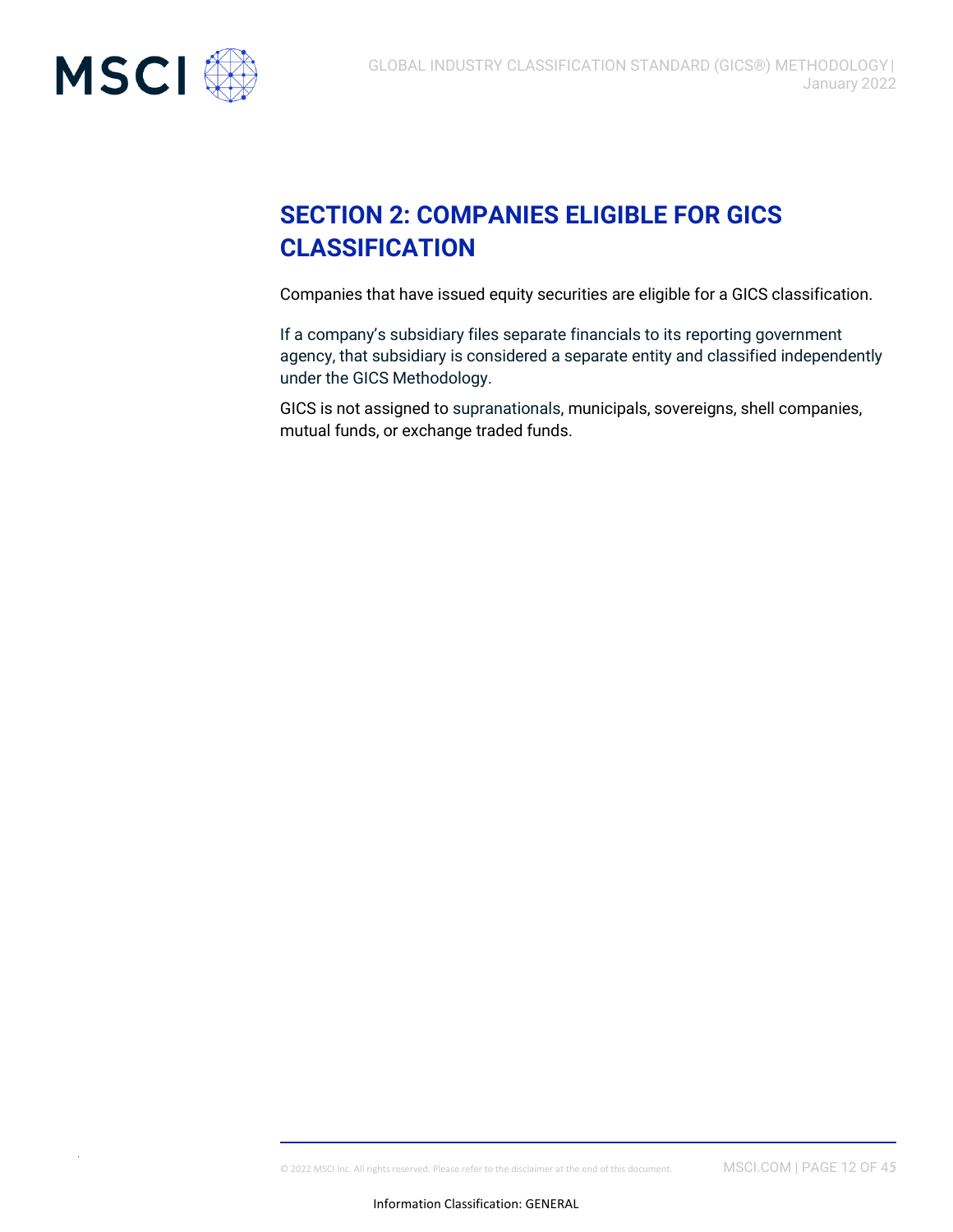# SECTION 2: COMPANIES ELIGIBLE FOR GICS CLASSIFICATION

Companies that have issued equity securities are eligible for a GICS classification.

If a company's subsidiary files separate financials to its reporting government agency, that subsidiary is considered a separate entity and classified independently under the GICS Methodology.

GICS is not assigned to supranationals, municipals, sovereigns, shell companies, mutual funds, or exchange traded funds.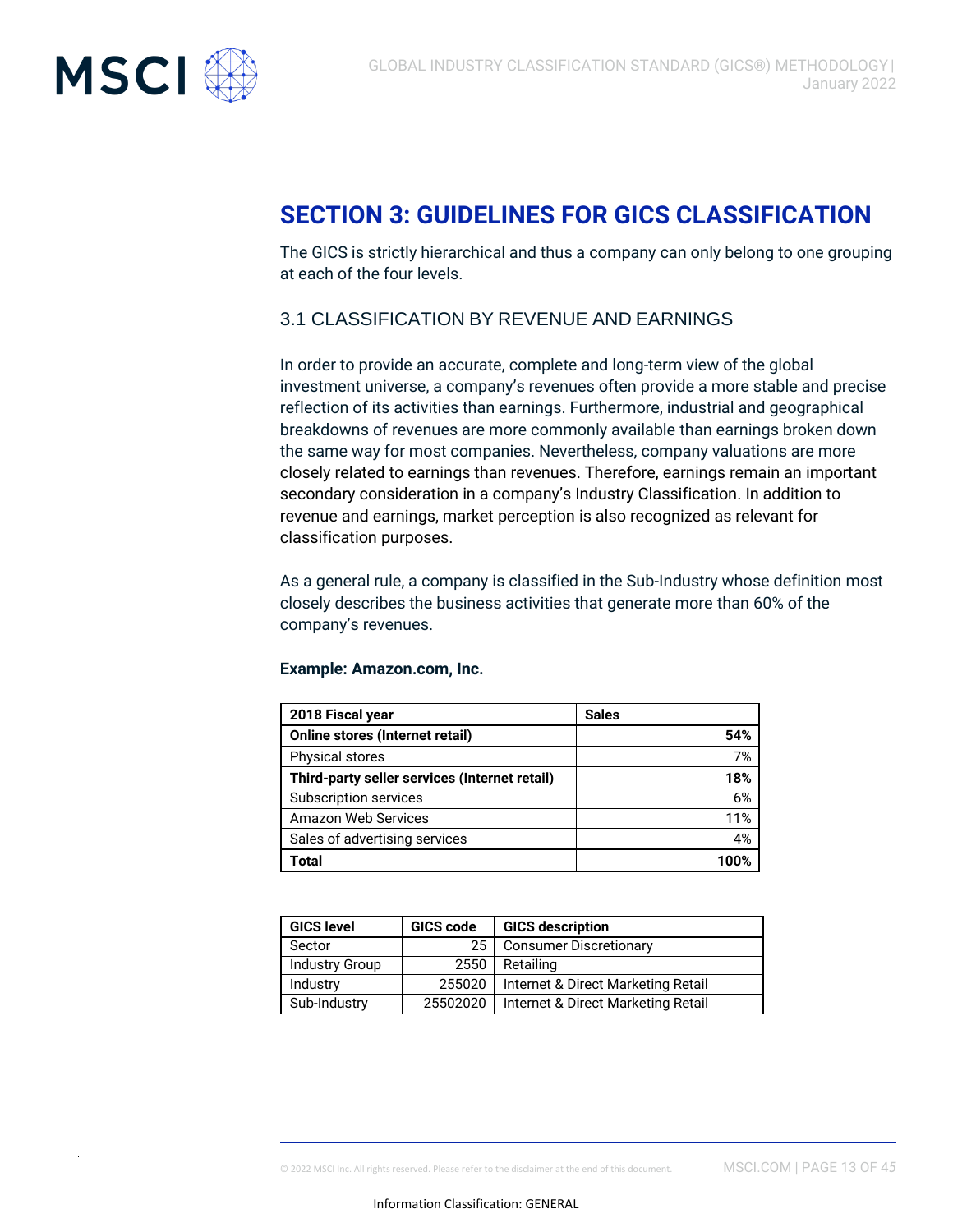# SECTION 3: GUIDELINES FOR GICS CLASSIFICATION

The GICS is strictly hierarchical and thus a company can only belong to one grouping at each of the four levels.

## 3.1 CLASSIFICATION BY REVENUE AND EARNINGS

In order to provide an accurate, complete and long-term view of the global investment universe, a company's revenues often provide a more stable and precise reflection of its activities than earnings. Furthermore, industrial and geographical breakdowns of revenues are more commonly available than earnings broken down the same way for most companies. Nevertheless, company valuations are more closely related to earnings than revenues. Therefore, earnings remain an important secondary consideration in a company's Industry Classification. In addition to revenue and earnings, market perception is also recognized as relevant for classification purposes.

As a general rule, a company is classified in the Sub-Industry whose definition most closely describes the business activities that generate more than 60% of the company's revenues.

**Example: Amazon.com, Inc.**

| 2018 Fiscal year | Sales |
|---|---|
| **Online stores (Internet retail)** | **54%** |
| Physical stores | 7% |
| **Third-party seller services (Internet retail)** | **18%** |
| Subscription services | 6% |
| Amazon Web Services | 11% |
| Sales of advertising services | 4% |
| **Total** | **100%** |

| GICS level | GICS code | GICS description |
|---|---|---|
| Sector | 25 | Consumer Discretionary |
| Industry Group | 2550 | Retailing |
| Industry | 255020 | Internet & Direct Marketing Retail |
| Sub-Industry | 25502020 | Internet & Direct Marketing Retail |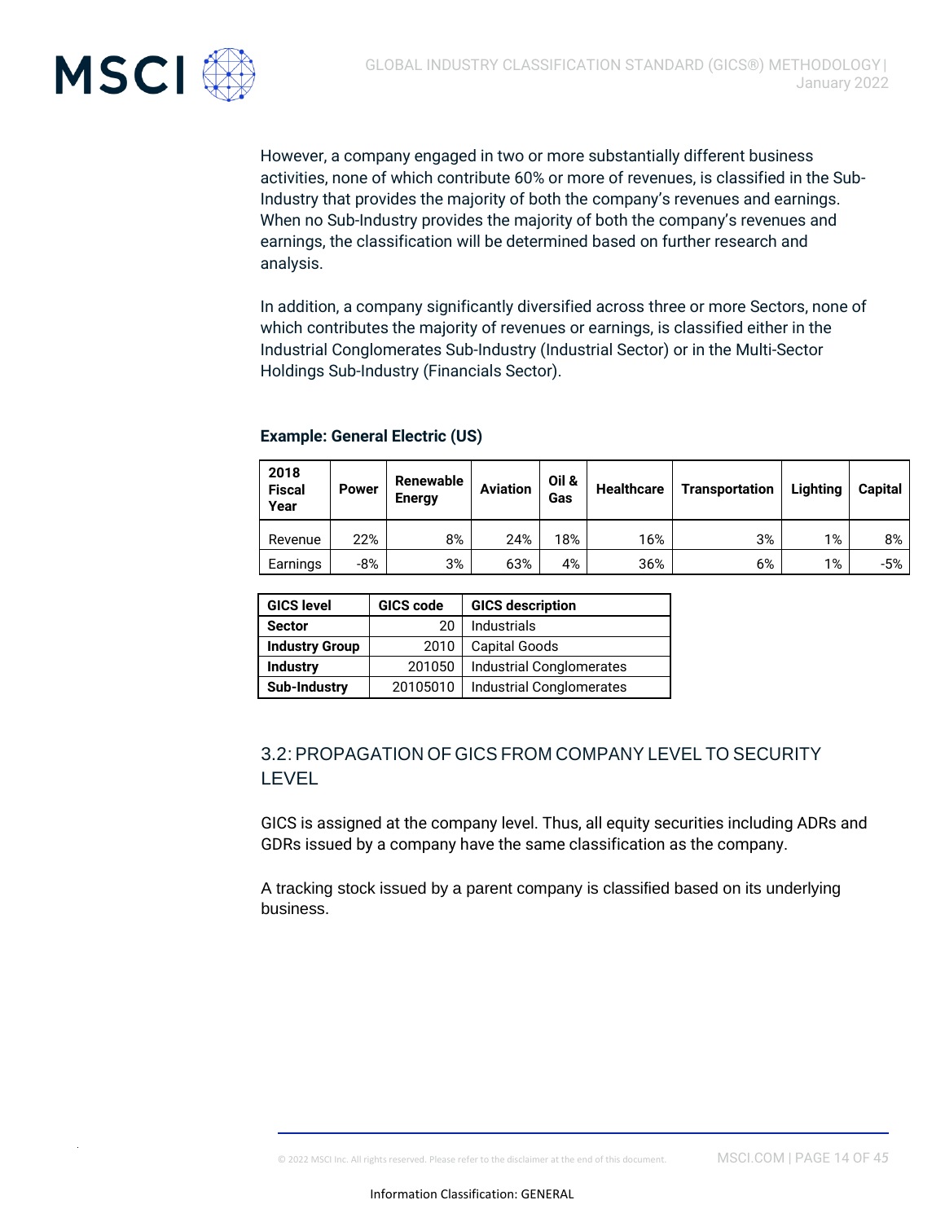However, a company engaged in two or more substantially different business activities, none of which contribute 60% or more of revenues, is classified in the Sub-Industry that provides the majority of both the company's revenues and earnings. When no Sub-Industry provides the majority of both the company's revenues and earnings, the classification will be determined based on further research and analysis.

In addition, a company significantly diversified across three or more Sectors, none of which contributes the majority of revenues or earnings, is classified either in the Industrial Conglomerates Sub-Industry (Industrial Sector) or in the Multi-Sector Holdings Sub-Industry (Financials Sector).

**Example: General Electric (US)**

| 2018 Fiscal Year | Power | Renewable Energy | Aviation | Oil & Gas | Healthcare | Transportation | Lighting | Capital |
|---|---|---|---|---|---|---|---|---|
| Revenue | 22% | 8% | 24% | 18% | 16% | 3% | 1% | 8% |
| Earnings | -8% | 3% | 63% | 4% | 36% | 6% | 1% | -5% |

| GICS level | GICS code | GICS description |
|---|---|---|
| **Sector** | 20 | Industrials |
| **Industry Group** | 2010 | Capital Goods |
| **Industry** | 201050 | Industrial Conglomerates |
| **Sub-Industry** | 20105010 | Industrial Conglomerates |

## 3.2: PROPAGATION OF GICS FROM COMPANY LEVEL TO SECURITY LEVEL

GICS is assigned at the company level. Thus, all equity securities including ADRs and GDRs issued by a company have the same classification as the company.

A tracking stock issued by a parent company is classified based on its underlying business.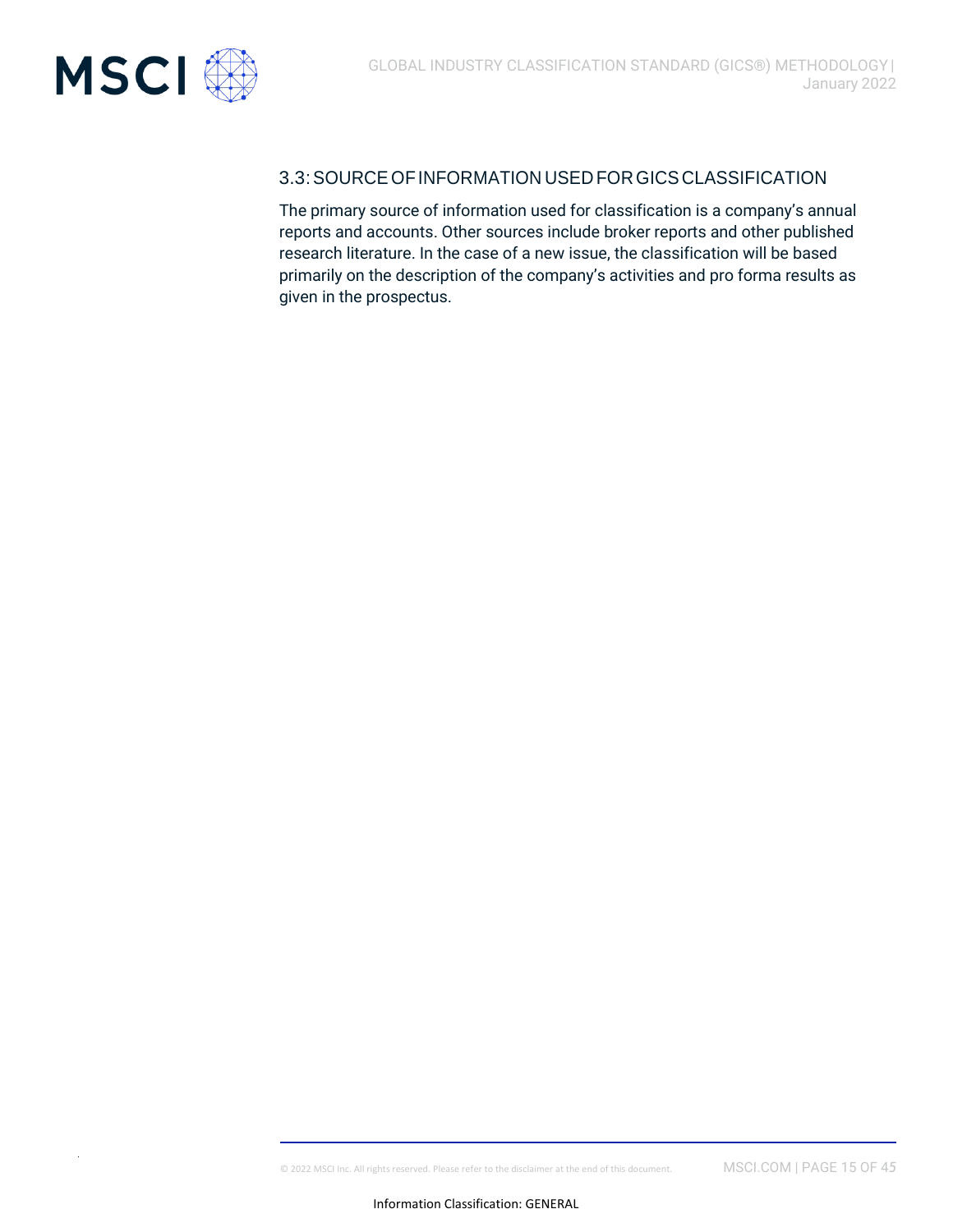## 3.3: SOURCE OF INFORMATION USED FOR GICS CLASSIFICATION

The primary source of information used for classification is a company's annual reports and accounts. Other sources include broker reports and other published research literature. In the case of a new issue, the classification will be based primarily on the description of the company's activities and pro forma results as given in the prospectus.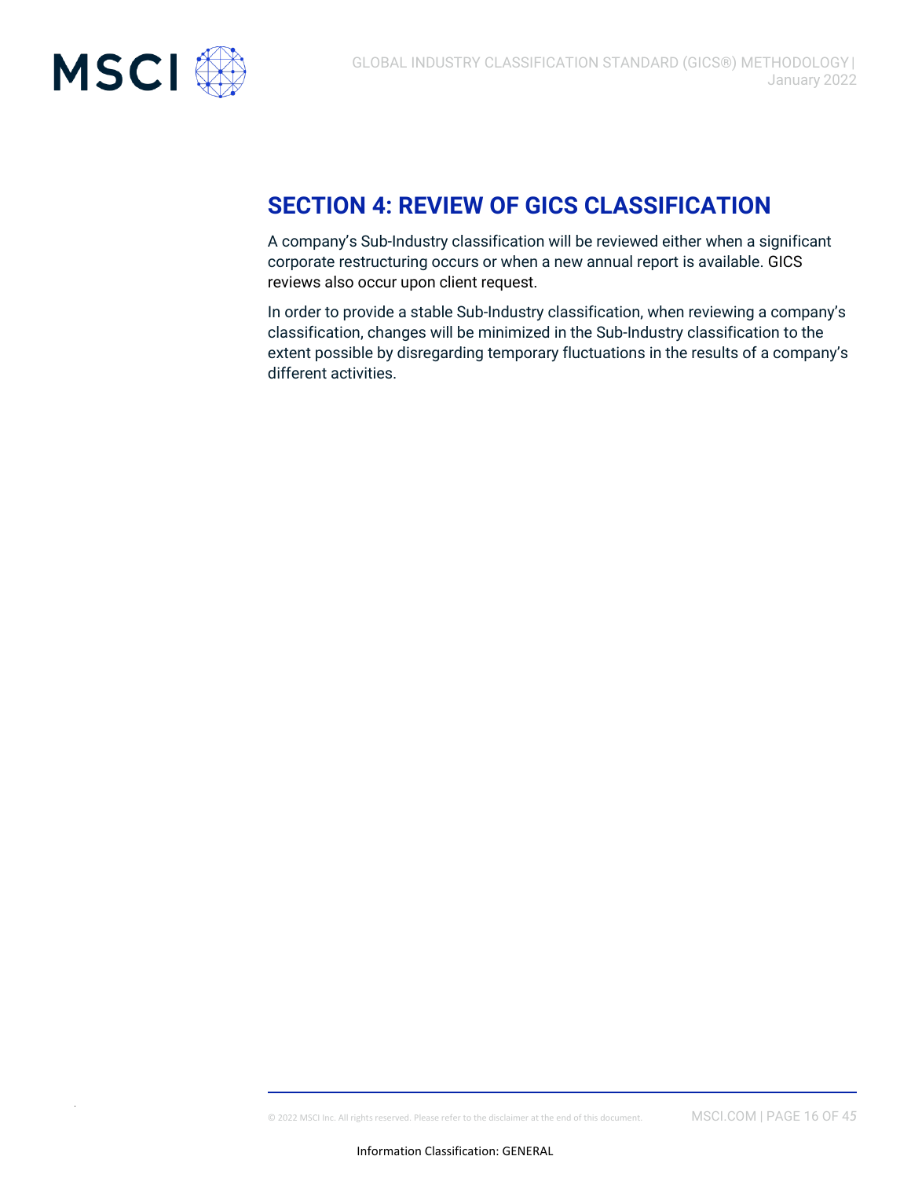## SECTION 4: REVIEW OF GICS CLASSIFICATION

A company's Sub-Industry classification will be reviewed either when a significant corporate restructuring occurs or when a new annual report is available. GICS reviews also occur upon client request.

In order to provide a stable Sub-Industry classification, when reviewing a company's classification, changes will be minimized in the Sub-Industry classification to the extent possible by disregarding temporary fluctuations in the results of a company's different activities.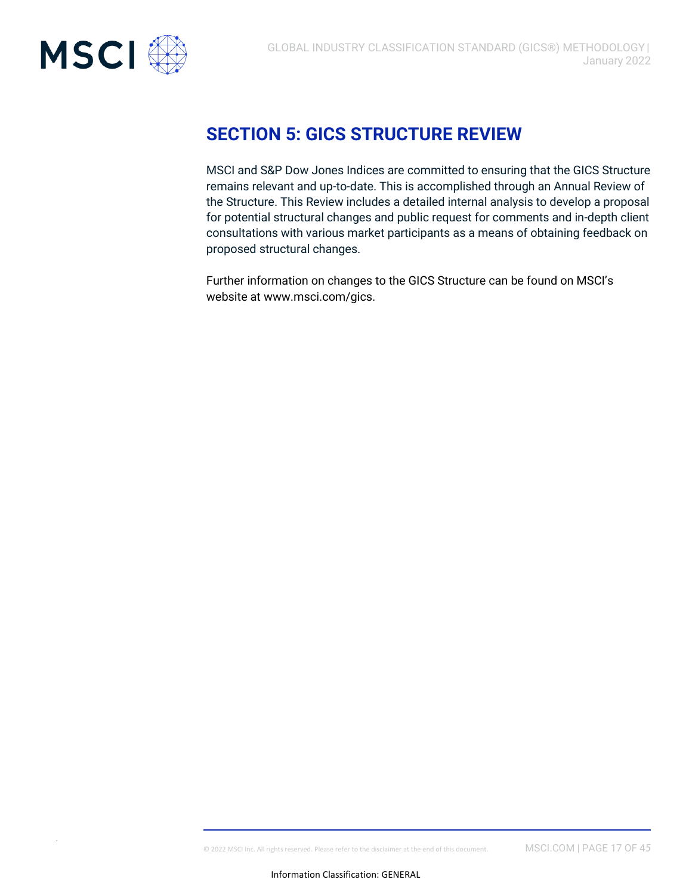# SECTION 5: GICS STRUCTURE REVIEW

MSCI and S&P Dow Jones Indices are committed to ensuring that the GICS Structure remains relevant and up-to-date. This is accomplished through an Annual Review of the Structure. This Review includes a detailed internal analysis to develop a proposal for potential structural changes and public request for comments and in-depth client consultations with various market participants as a means of obtaining feedback on proposed structural changes.

Further information on changes to the GICS Structure can be found on MSCI's website at www.msci.com/gics.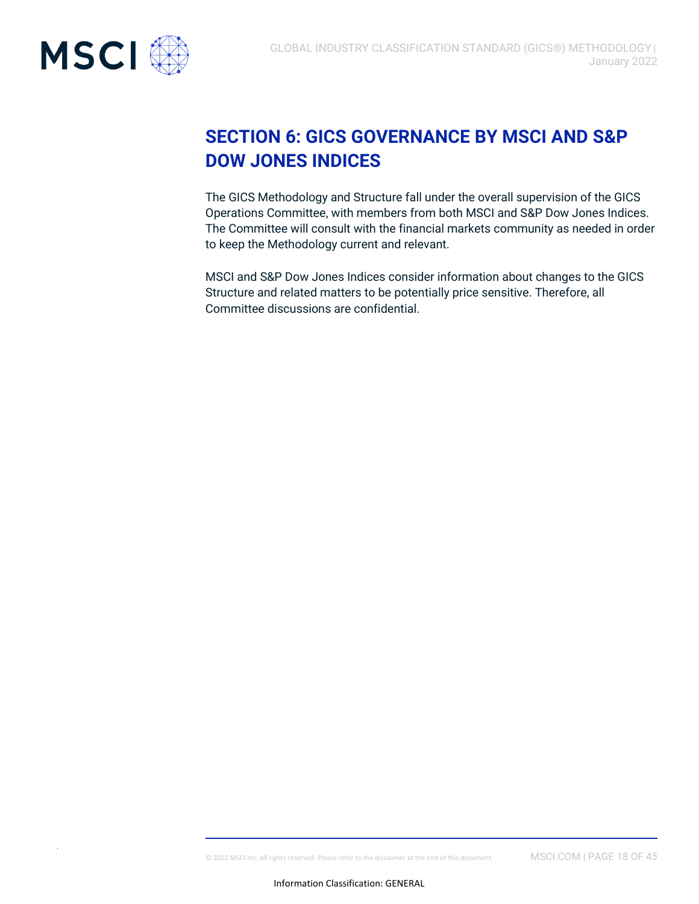# SECTION 6: GICS GOVERNANCE BY MSCI AND S&P DOW JONES INDICES

The GICS Methodology and Structure fall under the overall supervision of the GICS Operations Committee, with members from both MSCI and S&P Dow Jones Indices. The Committee will consult with the financial markets community as needed in order to keep the Methodology current and relevant.

MSCI and S&P Dow Jones Indices consider information about changes to the GICS Structure and related matters to be potentially price sensitive. Therefore, all Committee discussions are confidential.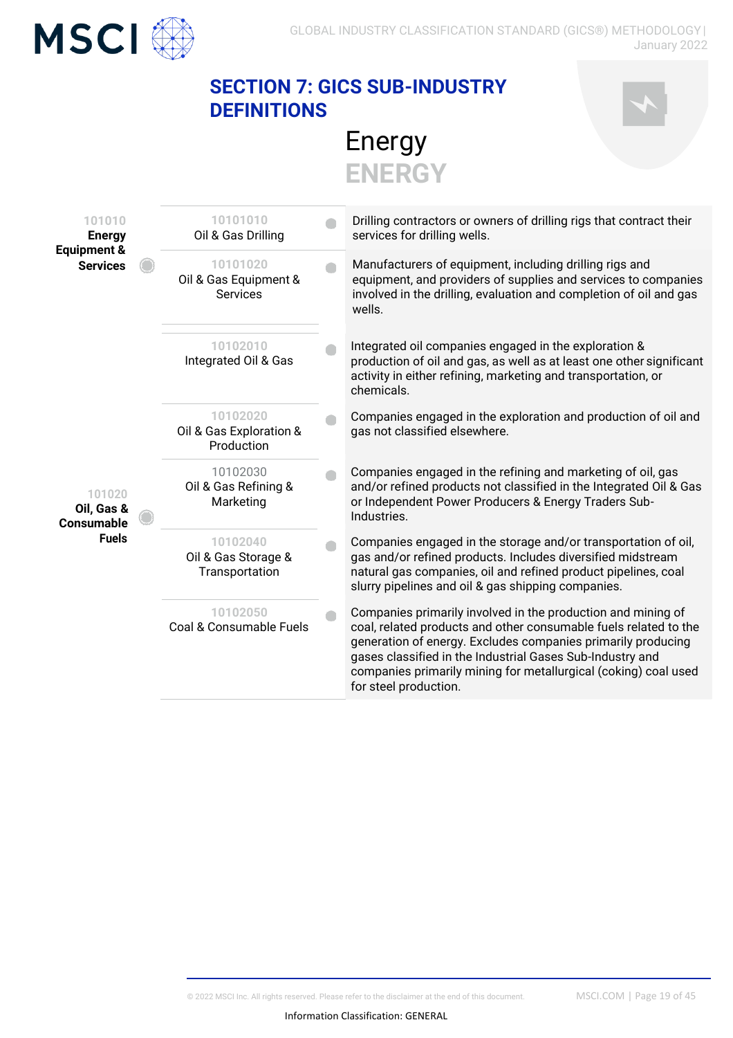# SECTION 7: GICS SUB-INDUSTRY DEFINITIONS

## Energy

### ENERGY

| Industry | Sub-Industry | Definition |
|---|---|---|
| 101010 **Energy Equipment & Services** | 10101010 Oil & Gas Drilling | Drilling contractors or owners of drilling rigs that contract their services for drilling wells. |
| | 10101020 Oil & Gas Equipment & Services | Manufacturers of equipment, including drilling rigs and equipment, and providers of supplies and services to companies involved in the drilling, evaluation and completion of oil and gas wells. |
| 101020 **Oil, Gas & Consumable Fuels** | 10102010 Integrated Oil & Gas | Integrated oil companies engaged in the exploration & production of oil and gas, as well as at least one other significant activity in either refining, marketing and transportation, or chemicals. |
| | 10102020 Oil & Gas Exploration & Production | Companies engaged in the exploration and production of oil and gas not classified elsewhere. |
| | 10102030 Oil & Gas Refining & Marketing | Companies engaged in the refining and marketing of oil, gas and/or refined products not classified in the Integrated Oil & Gas or Independent Power Producers & Energy Traders Sub-Industries. |
| | 10102040 Oil & Gas Storage & Transportation | Companies engaged in the storage and/or transportation of oil, gas and/or refined products. Includes diversified midstream natural gas companies, oil and refined product pipelines, coal slurry pipelines and oil & gas shipping companies. |
| | 10102050 Coal & Consumable Fuels | Companies primarily involved in the production and mining of coal, related products and other consumable fuels related to the generation of energy. Excludes companies primarily producing gases classified in the Industrial Gases Sub-Industry and companies primarily mining for metallurgical (coking) coal used for steel production. |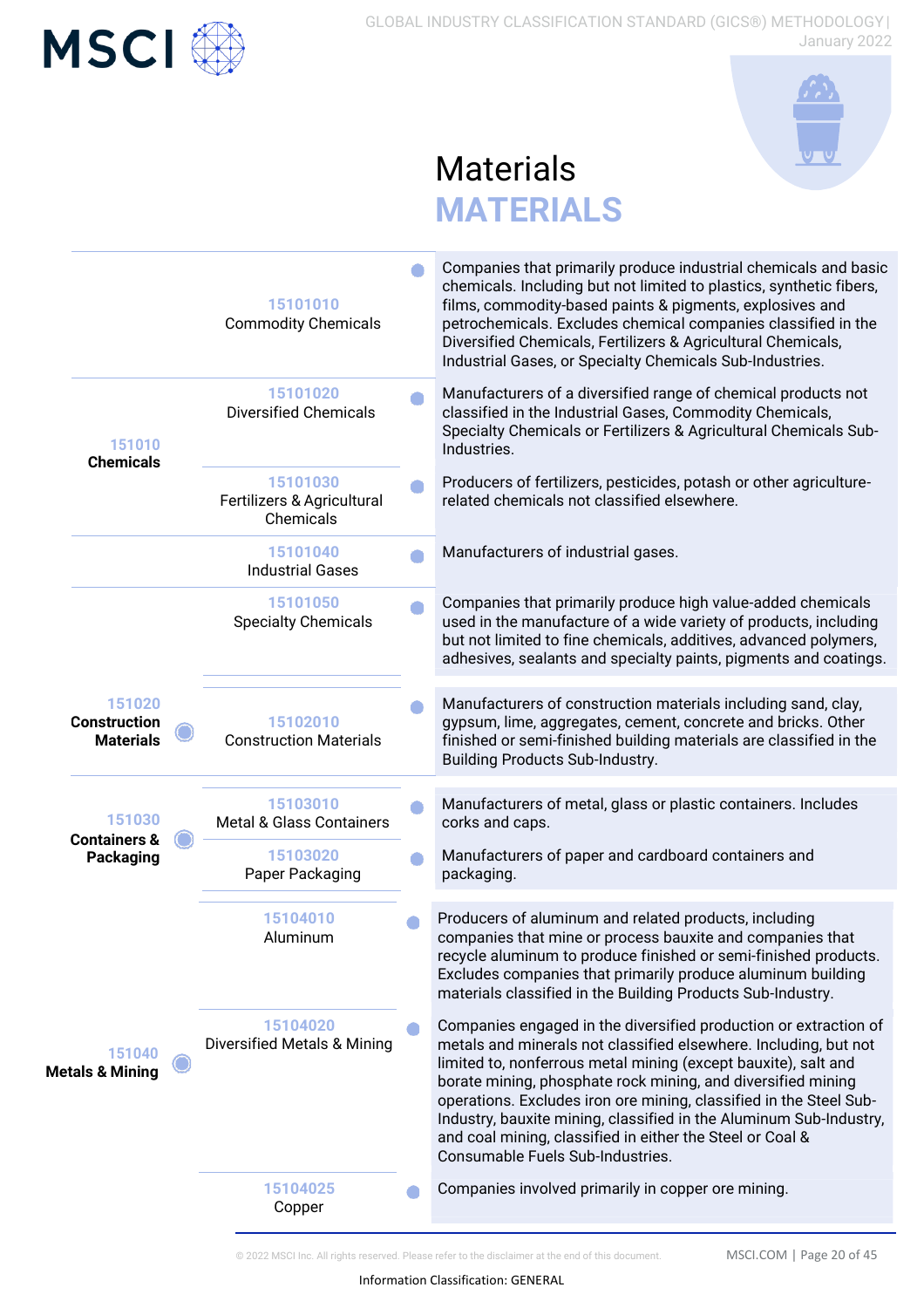# Materials

## MATERIALS

| Industry | Sub-Industry | Definition |
|---|---|---|
| **151010 Chemicals** | 15101010 Commodity Chemicals | Companies that primarily produce industrial chemicals and basic chemicals. Including but not limited to plastics, synthetic fibers, films, commodity-based paints & pigments, explosives and petrochemicals. Excludes chemical companies classified in the Diversified Chemicals, Fertilizers & Agricultural Chemicals, Industrial Gases, or Specialty Chemicals Sub-Industries. |
| | 15101020 Diversified Chemicals | Manufacturers of a diversified range of chemical products not classified in the Industrial Gases, Commodity Chemicals, Specialty Chemicals or Fertilizers & Agricultural Chemicals Sub-Industries. |
| | 15101030 Fertilizers & Agricultural Chemicals | Producers of fertilizers, pesticides, potash or other agriculture-related chemicals not classified elsewhere. |
| | 15101040 Industrial Gases | Manufacturers of industrial gases. |
| | 15101050 Specialty Chemicals | Companies that primarily produce high value-added chemicals used in the manufacture of a wide variety of products, including but not limited to fine chemicals, additives, advanced polymers, adhesives, sealants and specialty paints, pigments and coatings. |
| **151020 Construction Materials** | 15102010 Construction Materials | Manufacturers of construction materials including sand, clay, gypsum, lime, aggregates, cement, concrete and bricks. Other finished or semi-finished building materials are classified in the Building Products Sub-Industry. |
| **151030 Containers & Packaging** | 15103010 Metal & Glass Containers | Manufacturers of metal, glass or plastic containers. Includes corks and caps. |
| | 15103020 Paper Packaging | Manufacturers of paper and cardboard containers and packaging. |
| **151040 Metals & Mining** | 15104010 Aluminum | Producers of aluminum and related products, including companies that mine or process bauxite and companies that recycle aluminum to produce finished or semi-finished products. Excludes companies that primarily produce aluminum building materials classified in the Building Products Sub-Industry. |
| | 15104020 Diversified Metals & Mining | Companies engaged in the diversified production or extraction of metals and minerals not classified elsewhere. Including, but not limited to, nonferrous metal mining (except bauxite), salt and borate mining, phosphate rock mining, and diversified mining operations. Excludes iron ore mining, classified in the Steel Sub-Industry, bauxite mining, classified in the Aluminum Sub-Industry, and coal mining, classified in either the Steel or Coal & Consumable Fuels Sub-Industries. |
| | 15104025 Copper | Companies involved primarily in copper ore mining. |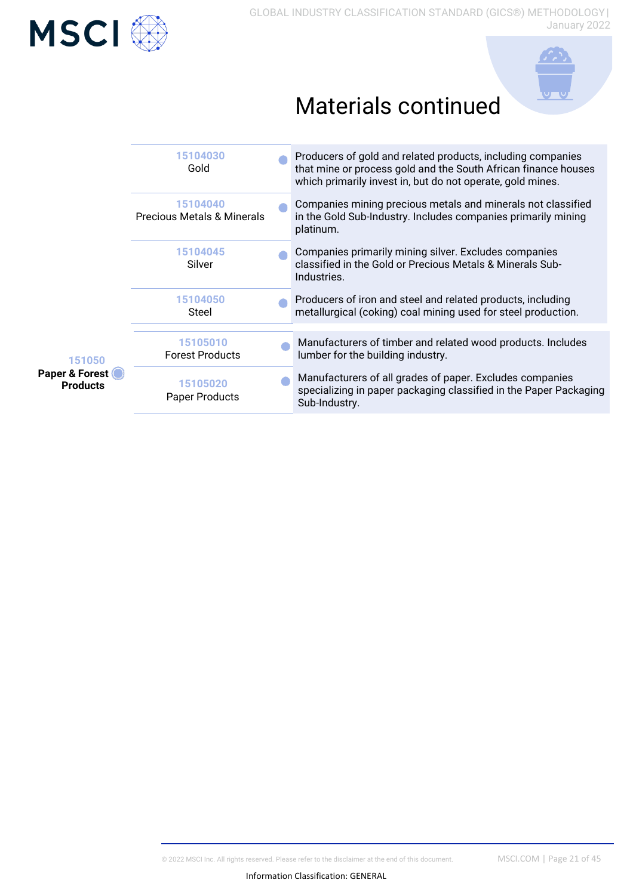# Materials continued

| Industry | Sub-Industry | Definition |
|---|---|---|
| | 15104030 Gold | Producers of gold and related products, including companies that mine or process gold and the South African finance houses which primarily invest in, but do not operate, gold mines. |
| | 15104040 Precious Metals & Minerals | Companies mining precious metals and minerals not classified in the Gold Sub-Industry. Includes companies primarily mining platinum. |
| | 15104045 Silver | Companies primarily mining silver. Excludes companies classified in the Gold or Precious Metals & Minerals Sub-Industries. |
| | 15104050 Steel | Producers of iron and steel and related products, including metallurgical (coking) coal mining used for steel production. |
| 151050 **Paper & Forest Products** | 15105010 Forest Products | Manufacturers of timber and related wood products. Includes lumber for the building industry. |
| | 15105020 Paper Products | Manufacturers of all grades of paper. Excludes companies specializing in paper packaging classified in the Paper Packaging Sub-Industry. |

© 2022 MSCI Inc. All rights reserved. Please refer to the disclaimer at the end of this document.

Information Classification: GENERAL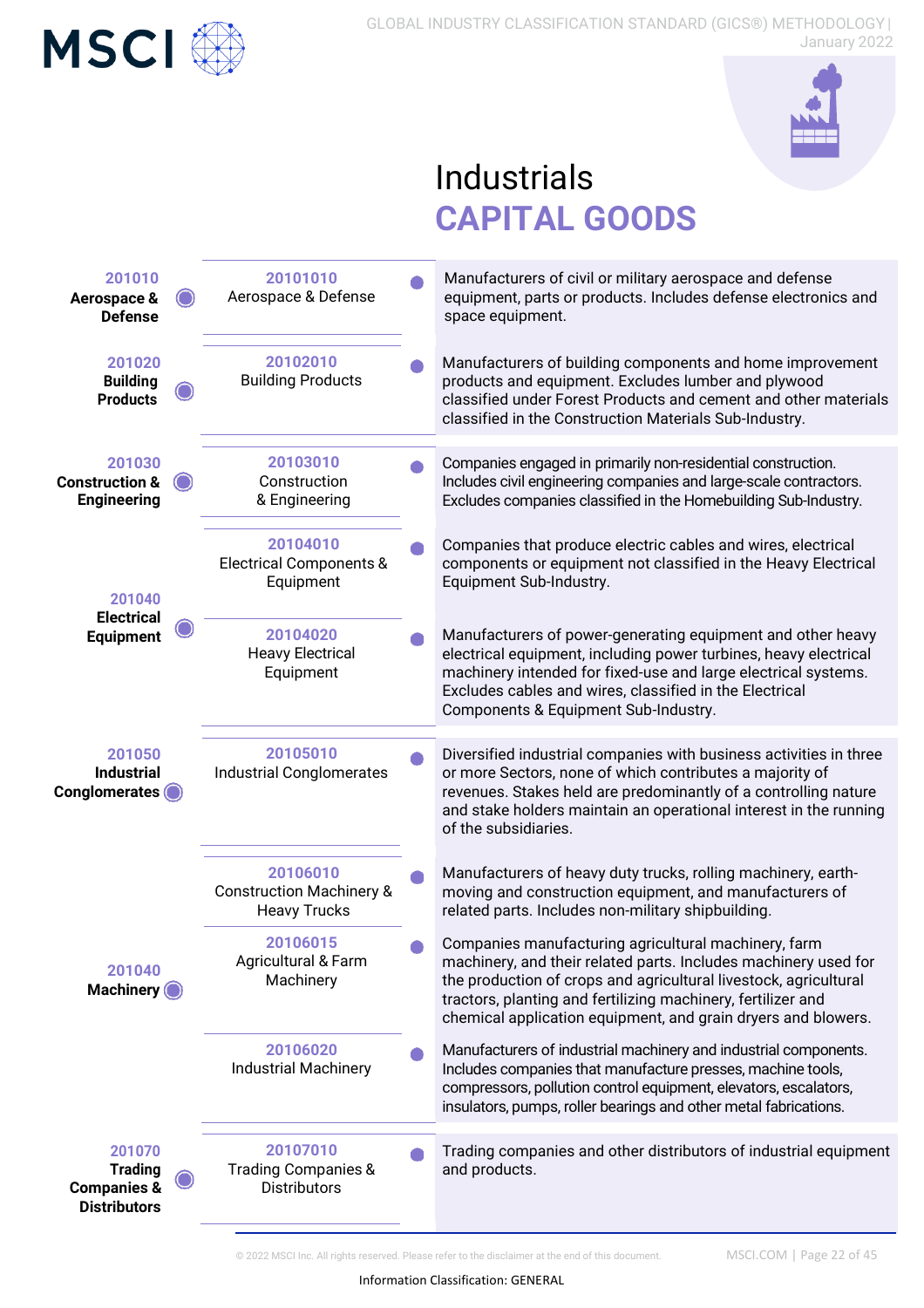# Industrials

## CAPITAL GOODS

| Industry | Sub-Industry | Definition |
|---|---|---|
| 201010 **Aerospace & Defense** | 20101010 Aerospace & Defense | Manufacturers of civil or military aerospace and defense equipment, parts or products. Includes defense electronics and space equipment. |
| 201020 **Building Products** | 20102010 Building Products | Manufacturers of building components and home improvement products and equipment. Excludes lumber and plywood classified under Forest Products and cement and other materials classified in the Construction Materials Sub-Industry. |
| 201030 **Construction & Engineering** | 20103010 Construction & Engineering | Companies engaged in primarily non-residential construction. Includes civil engineering companies and large-scale contractors. Excludes companies classified in the Homebuilding Sub-Industry. |
| 201040 **Electrical Equipment** | 20104010 Electrical Components & Equipment | Companies that produce electric cables and wires, electrical components or equipment not classified in the Heavy Electrical Equipment Sub-Industry. |
| | 20104020 Heavy Electrical Equipment | Manufacturers of power-generating equipment and other heavy electrical equipment, including power turbines, heavy electrical machinery intended for fixed-use and large electrical systems. Excludes cables and wires, classified in the Electrical Components & Equipment Sub-Industry. |
| 201050 **Industrial Conglomerates** | 20105010 Industrial Conglomerates | Diversified industrial companies with business activities in three or more Sectors, none of which contributes a majority of revenues. Stakes held are predominantly of a controlling nature and stake holders maintain an operational interest in the running of the subsidiaries. |
| 201040 **Machinery** | 20106010 Construction Machinery & Heavy Trucks | Manufacturers of heavy duty trucks, rolling machinery, earth-moving and construction equipment, and manufacturers of related parts. Includes non-military shipbuilding. |
| | 20106015 Agricultural & Farm Machinery | Companies manufacturing agricultural machinery, farm machinery, and their related parts. Includes machinery used for the production of crops and agricultural livestock, agricultural tractors, planting and fertilizing machinery, fertilizer and chemical application equipment, and grain dryers and blowers. |
| | 20106020 Industrial Machinery | Manufacturers of industrial machinery and industrial components. Includes companies that manufacture presses, machine tools, compressors, pollution control equipment, elevators, escalators, insulators, pumps, roller bearings and other metal fabrications. |
| 201070 **Trading Companies & Distributors** | 20107010 Trading Companies & Distributors | Trading companies and other distributors of industrial equipment and products. |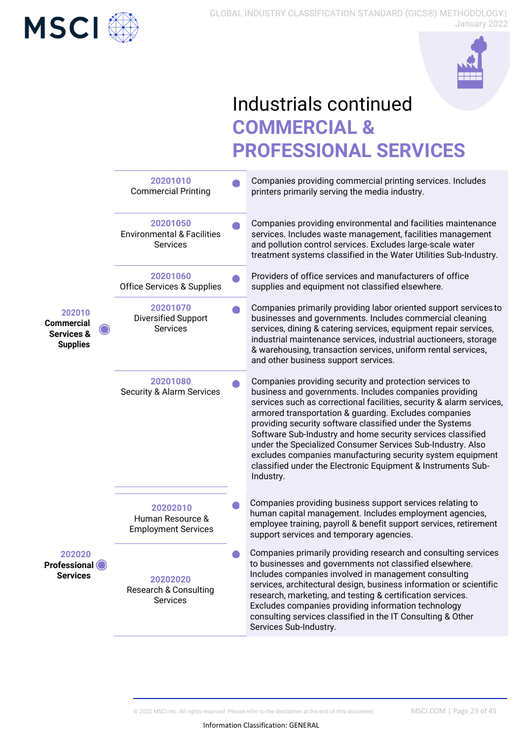# Industrials continued

## COMMERCIAL & PROFESSIONAL SERVICES

| Industry | Sub-Industry | Definition |
|---|---|---|
| **202010 Commercial Services & Supplies** | **20201010** Commercial Printing | Companies providing commercial printing services. Includes printers primarily serving the media industry. |
| | **20201050** Environmental & Facilities Services | Companies providing environmental and facilities maintenance services. Includes waste management, facilities management and pollution control services. Excludes large-scale water treatment systems classified in the Water Utilities Sub-Industry. |
| | **20201060** Office Services & Supplies | Providers of office services and manufacturers of office supplies and equipment not classified elsewhere. |
| | **20201070** Diversified Support Services | Companies primarily providing labor oriented support services to businesses and governments. Includes commercial cleaning services, dining & catering services, equipment repair services, industrial maintenance services, industrial auctioneers, storage & warehousing, transaction services, uniform rental services, and other business support services. |
| | **20201080** Security & Alarm Services | Companies providing security and protection services to business and governments. Includes companies providing services such as correctional facilities, security & alarm services, armored transportation & guarding. Excludes companies providing security software classified under the Systems Software Sub-Industry and home security services classified under the Specialized Consumer Services Sub-Industry. Also excludes companies manufacturing security system equipment classified under the Electronic Equipment & Instruments Sub-Industry. |
| **202020 Professional Services** | **20202010** Human Resource & Employment Services | Companies providing business support services relating to human capital management. Includes employment agencies, employee training, payroll & benefit support services, retirement support services and temporary agencies. |
| | **20202020** Research & Consulting Services | Companies primarily providing research and consulting services to businesses and governments not classified elsewhere. Includes companies involved in management consulting services, architectural design, business information or scientific research, marketing, and testing & certification services. Excludes companies providing information technology consulting services classified in the IT Consulting & Other Services Sub-Industry. |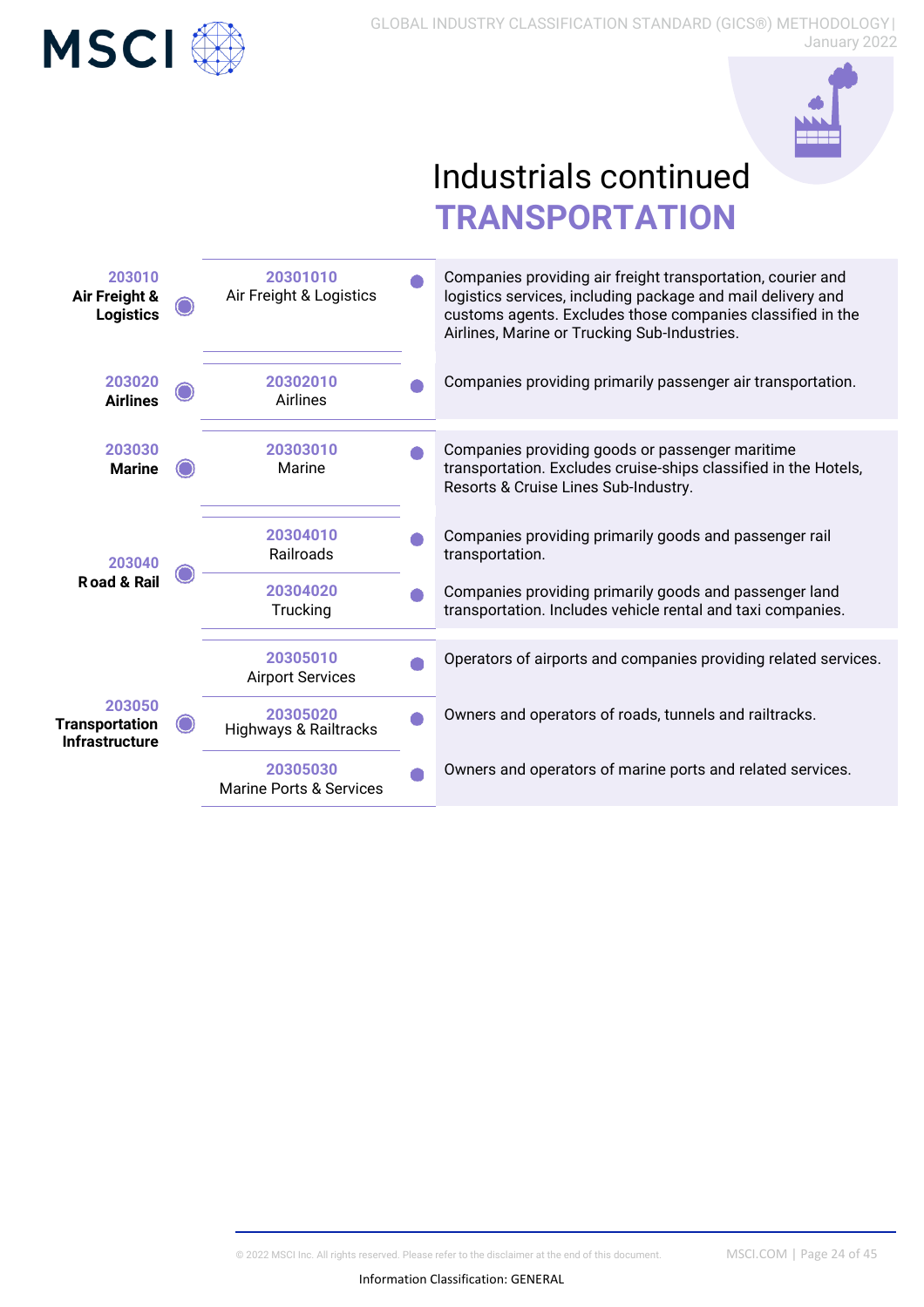# Industrials continued

## TRANSPORTATION

| Industry | Sub-Industry | Definition |
|---|---|---|
| 203010 Air Freight & Logistics | 20301010 Air Freight & Logistics | Companies providing air freight transportation, courier and logistics services, including package and mail delivery and customs agents. Excludes those companies classified in the Airlines, Marine or Trucking Sub-Industries. |
| 203020 Airlines | 20302010 Airlines | Companies providing primarily passenger air transportation. |
| 203030 Marine | 20303010 Marine | Companies providing goods or passenger maritime transportation. Excludes cruise-ships classified in the Hotels, Resorts & Cruise Lines Sub-Industry. |
| 203040 Road & Rail | 20304010 Railroads | Companies providing primarily goods and passenger rail transportation. |
| | 20304020 Trucking | Companies providing primarily goods and passenger land transportation. Includes vehicle rental and taxi companies. |
| 203050 Transportation Infrastructure | 20305010 Airport Services | Operators of airports and companies providing related services. |
| | 20305020 Highways & Railtracks | Owners and operators of roads, tunnels and railtracks. |
| | 20305030 Marine Ports & Services | Owners and operators of marine ports and related services. |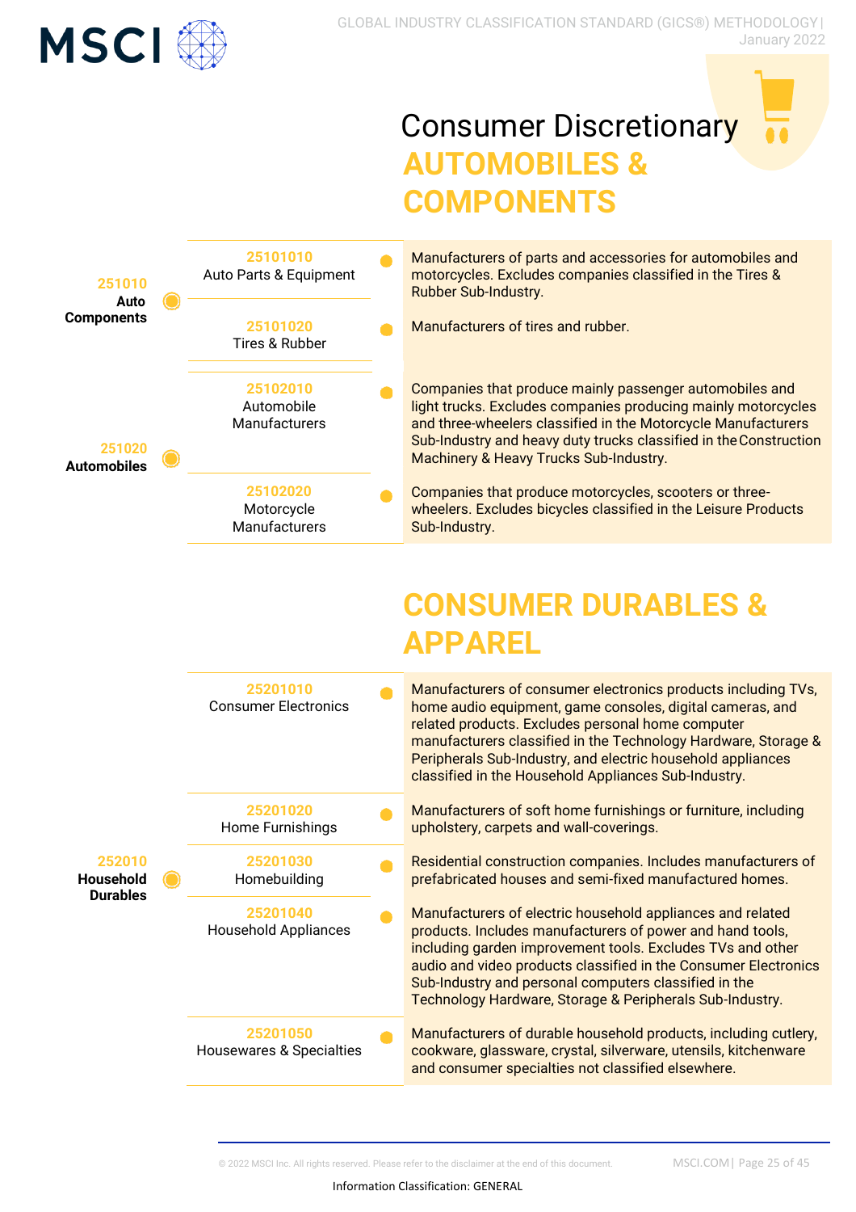# Consumer Discretionary

## AUTOMOBILES & COMPONENTS

| Industry | Sub-Industry | Definition |
|---|---|---|
| 251010 Auto Components | 25101010 Auto Parts & Equipment | Manufacturers of parts and accessories for automobiles and motorcycles. Excludes companies classified in the Tires & Rubber Sub-Industry. |
| | 25101020 Tires & Rubber | Manufacturers of tires and rubber. |
| 251020 Automobiles | 25102010 Automobile Manufacturers | Companies that produce mainly passenger automobiles and light trucks. Excludes companies producing mainly motorcycles and three-wheelers classified in the Motorcycle Manufacturers Sub-Industry and heavy duty trucks classified in the Construction Machinery & Heavy Trucks Sub-Industry. |
| | 25102020 Motorcycle Manufacturers | Companies that produce motorcycles, scooters or three-wheelers. Excludes bicycles classified in the Leisure Products Sub-Industry. |

## CONSUMER DURABLES & APPAREL

| Industry | Sub-Industry | Definition |
|---|---|---|
| 252010 Household Durables | 25201010 Consumer Electronics | Manufacturers of consumer electronics products including TVs, home audio equipment, game consoles, digital cameras, and related products. Excludes personal home computer manufacturers classified in the Technology Hardware, Storage & Peripherals Sub-Industry, and electric household appliances classified in the Household Appliances Sub-Industry. |
| | 25201020 Home Furnishings | Manufacturers of soft home furnishings or furniture, including upholstery, carpets and wall-coverings. |
| | 25201030 Homebuilding | Residential construction companies. Includes manufacturers of prefabricated houses and semi-fixed manufactured homes. |
| | 25201040 Household Appliances | Manufacturers of electric household appliances and related products. Includes manufacturers of power and hand tools, including garden improvement tools. Excludes TVs and other audio and video products classified in the Consumer Electronics Sub-Industry and personal computers classified in the Technology Hardware, Storage & Peripherals Sub-Industry. |
| | 25201050 Housewares & Specialties | Manufacturers of durable household products, including cutlery, cookware, glassware, crystal, silverware, utensils, kitchenware and consumer specialties not classified elsewhere. |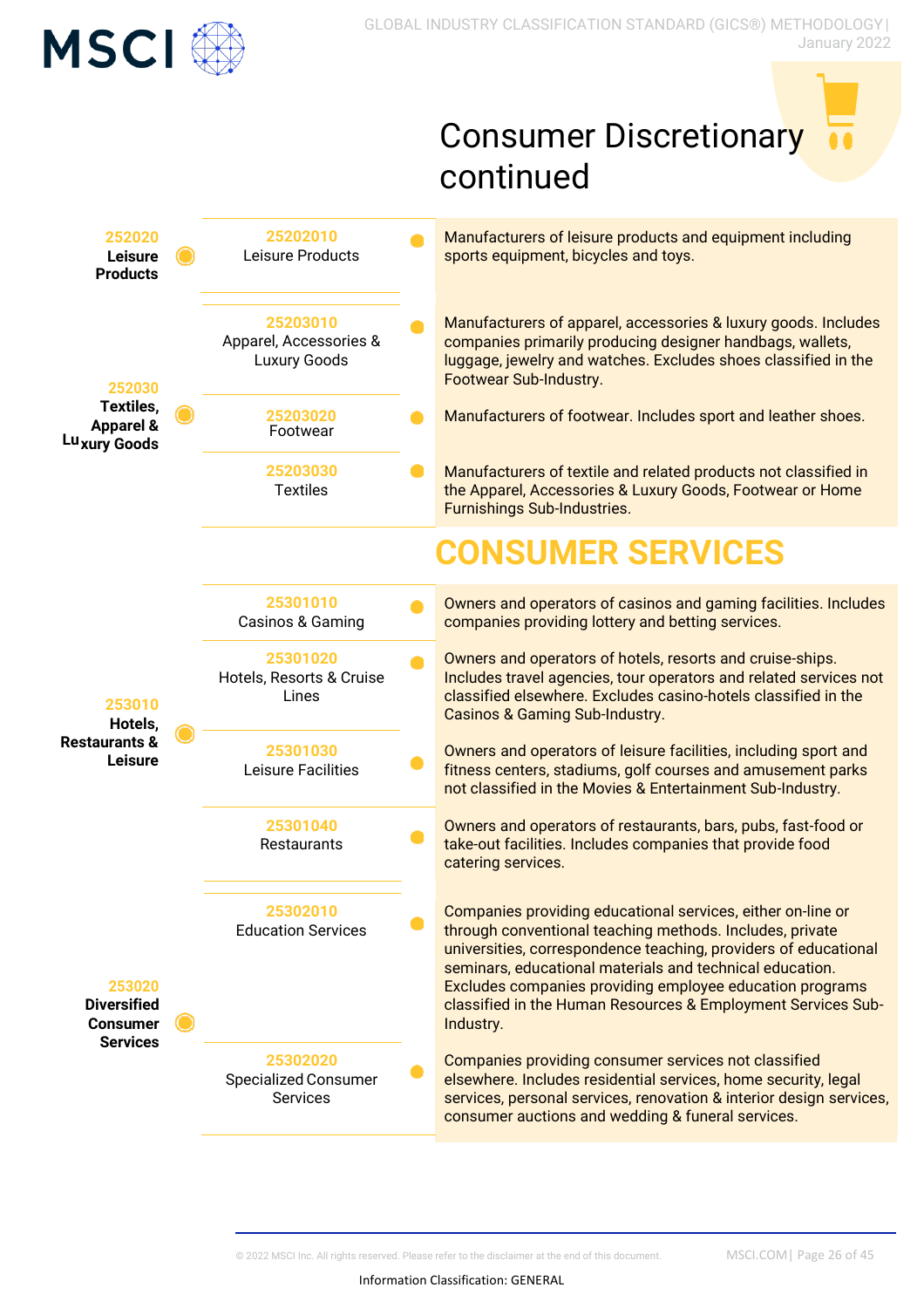# Consumer Discretionary continued

| Industry | Sub-Industry | Definition |
| --- | --- | --- |
| **252020 Leisure Products** | 25202010 Leisure Products | Manufacturers of leisure products and equipment including sports equipment, bicycles and toys. |
| **252030 Textiles, Apparel & Luxury Goods** | 25203010 Apparel, Accessories & Luxury Goods | Manufacturers of apparel, accessories & luxury goods. Includes companies primarily producing designer handbags, wallets, luggage, jewelry and watches. Excludes shoes classified in the Footwear Sub-Industry. |
| | 25203020 Footwear | Manufacturers of footwear. Includes sport and leather shoes. |
| | 25203030 Textiles | Manufacturers of textile and related products not classified in the Apparel, Accessories & Luxury Goods, Footwear or Home Furnishings Sub-Industries. |

## CONSUMER SERVICES

| Industry | Sub-Industry | Definition |
| --- | --- | --- |
| **253010 Hotels, Restaurants & Leisure** | 25301010 Casinos & Gaming | Owners and operators of casinos and gaming facilities. Includes companies providing lottery and betting services. |
| | 25301020 Hotels, Resorts & Cruise Lines | Owners and operators of hotels, resorts and cruise-ships. Includes travel agencies, tour operators and related services not classified elsewhere. Excludes casino-hotels classified in the Casinos & Gaming Sub-Industry. |
| | 25301030 Leisure Facilities | Owners and operators of leisure facilities, including sport and fitness centers, stadiums, golf courses and amusement parks not classified in the Movies & Entertainment Sub-Industry. |
| | 25301040 Restaurants | Owners and operators of restaurants, bars, pubs, fast-food or take-out facilities. Includes companies that provide food catering services. |
| **253020 Diversified Consumer Services** | 25302010 Education Services | Companies providing educational services, either on-line or through conventional teaching methods. Includes, private universities, correspondence teaching, providers of educational seminars, educational materials and technical education. Excludes companies providing employee education programs classified in the Human Resources & Employment Services Sub-Industry. |
| | 25302020 Specialized Consumer Services | Companies providing consumer services not classified elsewhere. Includes residential services, home security, legal services, personal services, renovation & interior design services, consumer auctions and wedding & funeral services. |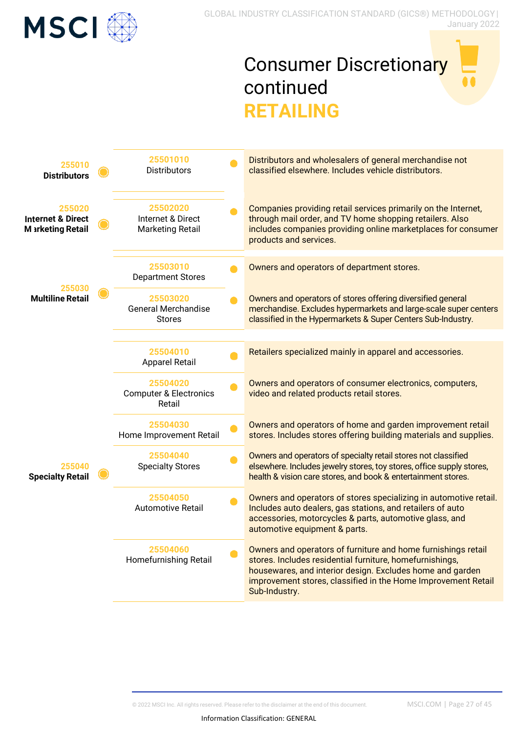# Consumer Discretionary continued

## RETAILING

| Industry | Sub-Industry | Definition |
|---|---|---|
| 255010 Distributors | 25501010 Distributors | Distributors and wholesalers of general merchandise not classified elsewhere. Includes vehicle distributors. |
| 255020 Internet & Direct Marketing Retail | 25502020 Internet & Direct Marketing Retail | Companies providing retail services primarily on the Internet, through mail order, and TV home shopping retailers. Also includes companies providing online marketplaces for consumer products and services. |
| 255030 Multiline Retail | 25503010 Department Stores | Owners and operators of department stores. |
| | 25503020 General Merchandise Stores | Owners and operators of stores offering diversified general merchandise. Excludes hypermarkets and large-scale super centers classified in the Hypermarkets & Super Centers Sub-Industry. |
| 255040 Specialty Retail | 25504010 Apparel Retail | Retailers specialized mainly in apparel and accessories. |
| | 25504020 Computer & Electronics Retail | Owners and operators of consumer electronics, computers, video and related products retail stores. |
| | 25504030 Home Improvement Retail | Owners and operators of home and garden improvement retail stores. Includes stores offering building materials and supplies. |
| | 25504040 Specialty Stores | Owners and operators of specialty retail stores not classified elsewhere. Includes jewelry stores, toy stores, office supply stores, health & vision care stores, and book & entertainment stores. |
| | 25504050 Automotive Retail | Owners and operators of stores specializing in automotive retail. Includes auto dealers, gas stations, and retailers of auto accessories, motorcycles & parts, automotive glass, and automotive equipment & parts. |
| | 25504060 Homefurnishing Retail | Owners and operators of furniture and home furnishings retail stores. Includes residential furniture, homefurnishings, housewares, and interior design. Excludes home and garden improvement stores, classified in the Home Improvement Retail Sub-Industry. |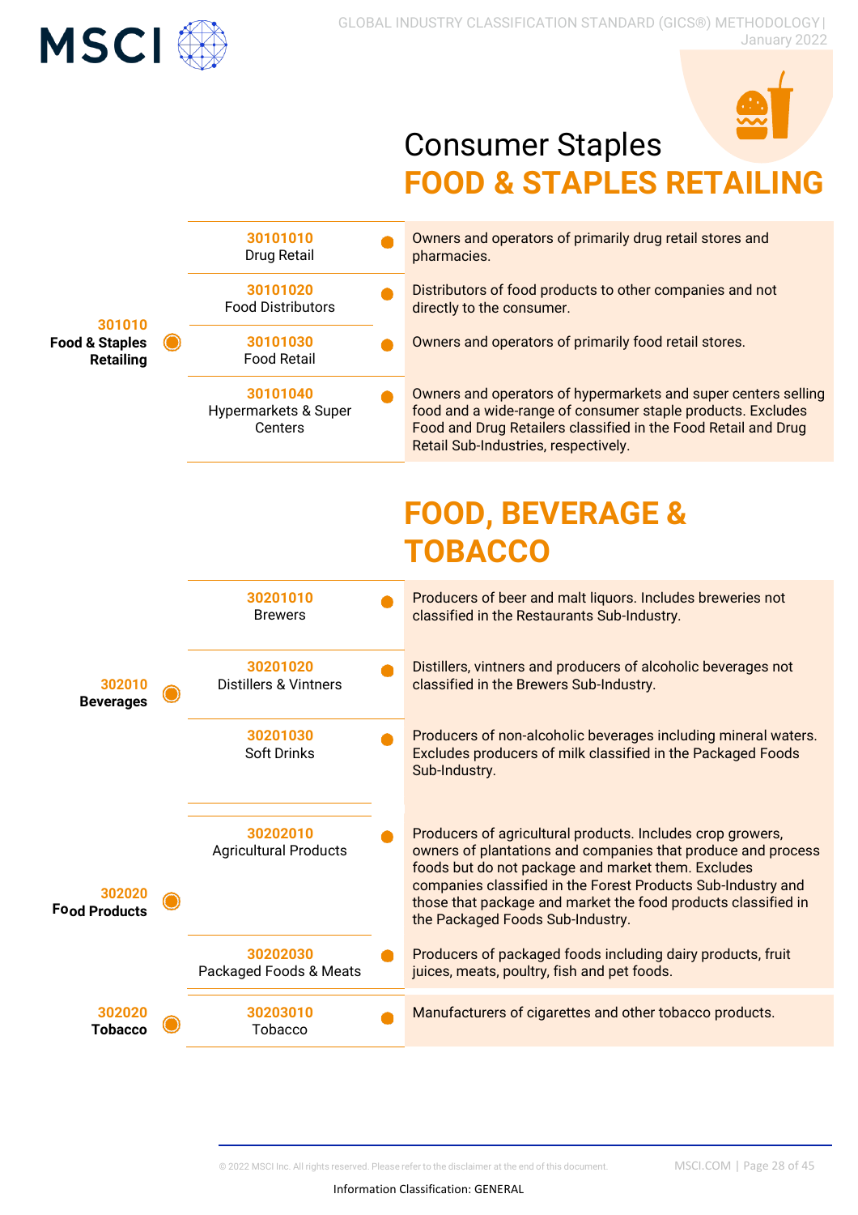# Consumer Staples

## FOOD & STAPLES RETAILING

| Industry | Sub-Industry | Definition |
|---|---|---|
| **301010 Food & Staples Retailing** | 30101010 Drug Retail | Owners and operators of primarily drug retail stores and pharmacies. |
| | 30101020 Food Distributors | Distributors of food products to other companies and not directly to the consumer. |
| | 30101030 Food Retail | Owners and operators of primarily food retail stores. |
| | 30101040 Hypermarkets & Super Centers | Owners and operators of hypermarkets and super centers selling food and a wide-range of consumer staple products. Excludes Food and Drug Retailers classified in the Food Retail and Drug Retail Sub-Industries, respectively. |

## FOOD, BEVERAGE & TOBACCO

| Industry | Sub-Industry | Definition |
|---|---|---|
| **302010 Beverages** | 30201010 Brewers | Producers of beer and malt liquors. Includes breweries not classified in the Restaurants Sub-Industry. |
| | 30201020 Distillers & Vintners | Distillers, vintners and producers of alcoholic beverages not classified in the Brewers Sub-Industry. |
| | 30201030 Soft Drinks | Producers of non-alcoholic beverages including mineral waters. Excludes producers of milk classified in the Packaged Foods Sub-Industry. |
| **302020 Food Products** | 30202010 Agricultural Products | Producers of agricultural products. Includes crop growers, owners of plantations and companies that produce and process foods but do not package and market them. Excludes companies classified in the Forest Products Sub-Industry and those that package and market the food products classified in the Packaged Foods Sub-Industry. |
| | 30202030 Packaged Foods & Meats | Producers of packaged foods including dairy products, fruit juices, meats, poultry, fish and pet foods. |
| **302020 Tobacco** | 30203010 Tobacco | Manufacturers of cigarettes and other tobacco products. |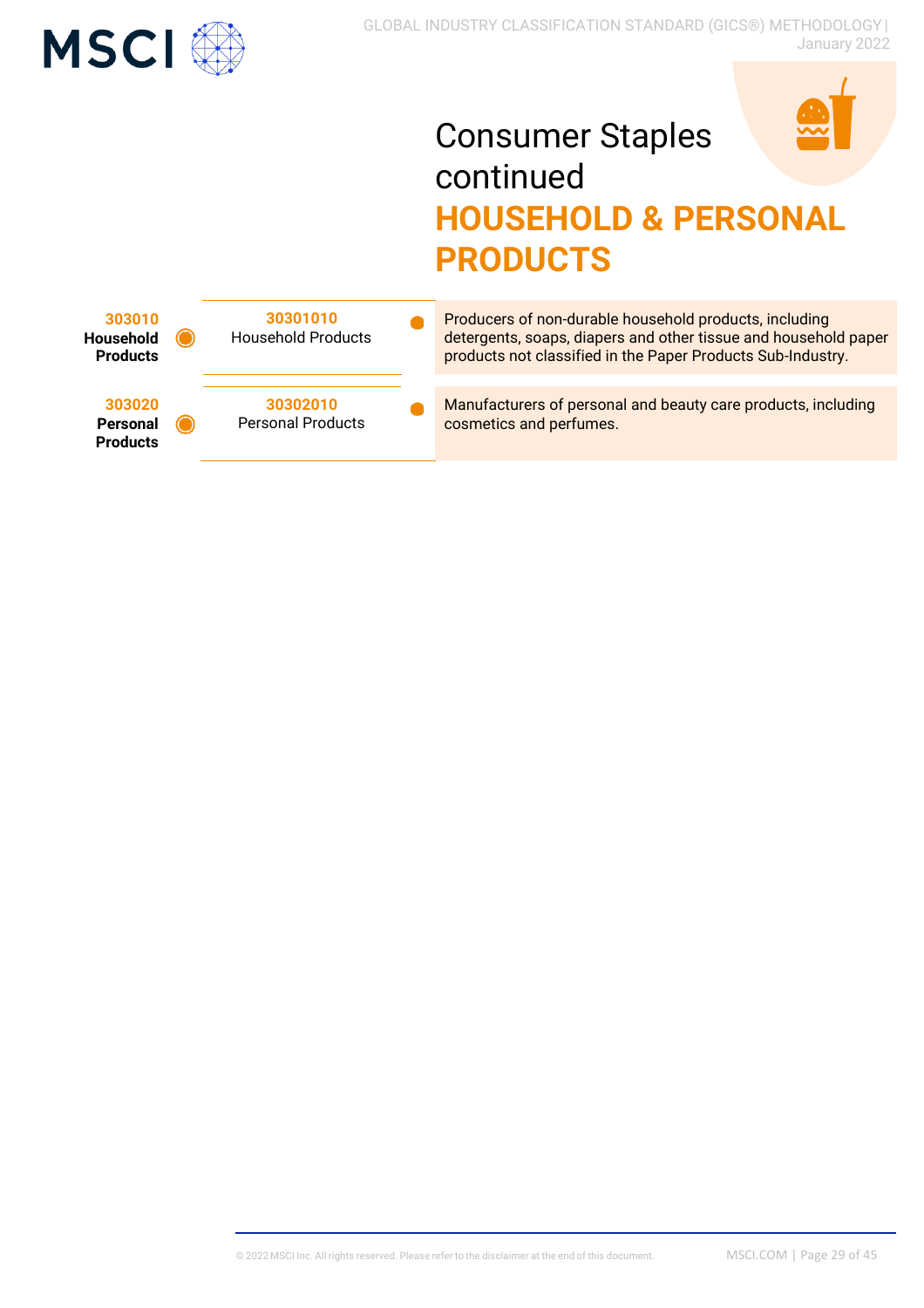# Consumer Staples continued

## HOUSEHOLD & PERSONAL PRODUCTS

| Industry | Sub-Industry | Definition |
|---|---|---|
| 303010 **Household Products** | 30301010 Household Products | Producers of non-durable household products, including detergents, soaps, diapers and other tissue and household paper products not classified in the Paper Products Sub-Industry. |
| 303020 **Personal Products** | 30302010 Personal Products | Manufacturers of personal and beauty care products, including cosmetics and perfumes. |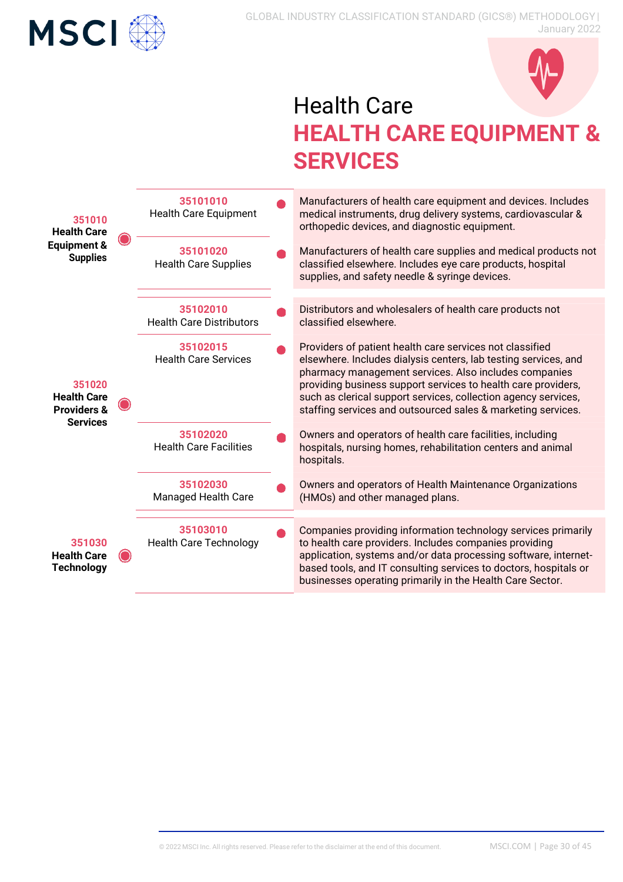# Health Care

## HEALTH CARE EQUIPMENT & SERVICES

| Industry | Sub-Industry | Definition |
|---|---|---|
| **351010 Health Care Equipment & Supplies** | 35101010 Health Care Equipment | Manufacturers of health care equipment and devices. Includes medical instruments, drug delivery systems, cardiovascular & orthopedic devices, and diagnostic equipment. |
| | 35101020 Health Care Supplies | Manufacturers of health care supplies and medical products not classified elsewhere. Includes eye care products, hospital supplies, and safety needle & syringe devices. |
| **351020 Health Care Providers & Services** | 35102010 Health Care Distributors | Distributors and wholesalers of health care products not classified elsewhere. |
| | 35102015 Health Care Services | Providers of patient health care services not classified elsewhere. Includes dialysis centers, lab testing services, and pharmacy management services. Also includes companies providing business support services to health care providers, such as clerical support services, collection agency services, staffing services and outsourced sales & marketing services. |
| | 35102020 Health Care Facilities | Owners and operators of health care facilities, including hospitals, nursing homes, rehabilitation centers and animal hospitals. |
| | 35102030 Managed Health Care | Owners and operators of Health Maintenance Organizations (HMOs) and other managed plans. |
| **351030 Health Care Technology** | 35103010 Health Care Technology | Companies providing information technology services primarily to health care providers. Includes companies providing application, systems and/or data processing software, internet-based tools, and IT consulting services to doctors, hospitals or businesses operating primarily in the Health Care Sector. |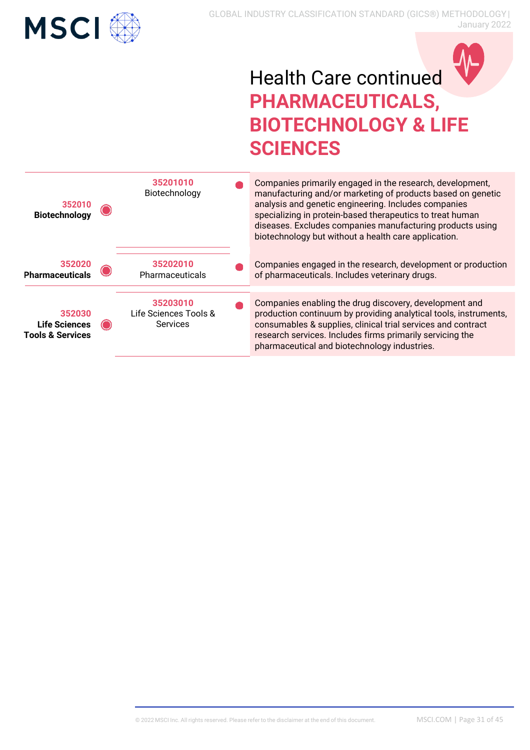# Health Care continued

## PHARMACEUTICALS, BIOTECHNOLOGY & LIFE SCIENCES

| Industry | Sub-Industry | Definition |
|---|---|---|
| **352010 Biotechnology** | **35201010** Biotechnology | Companies primarily engaged in the research, development, manufacturing and/or marketing of products based on genetic analysis and genetic engineering. Includes companies specializing in protein-based therapeutics to treat human diseases. Excludes companies manufacturing products using biotechnology but without a health care application. |
| **352020 Pharmaceuticals** | **35202010** Pharmaceuticals | Companies engaged in the research, development or production of pharmaceuticals. Includes veterinary drugs. |
| **352030 Life Sciences Tools & Services** | **35203010** Life Sciences Tools & Services | Companies enabling the drug discovery, development and production continuum by providing analytical tools, instruments, consumables & supplies, clinical trial services and contract research services. Includes firms primarily servicing the pharmaceutical and biotechnology industries. |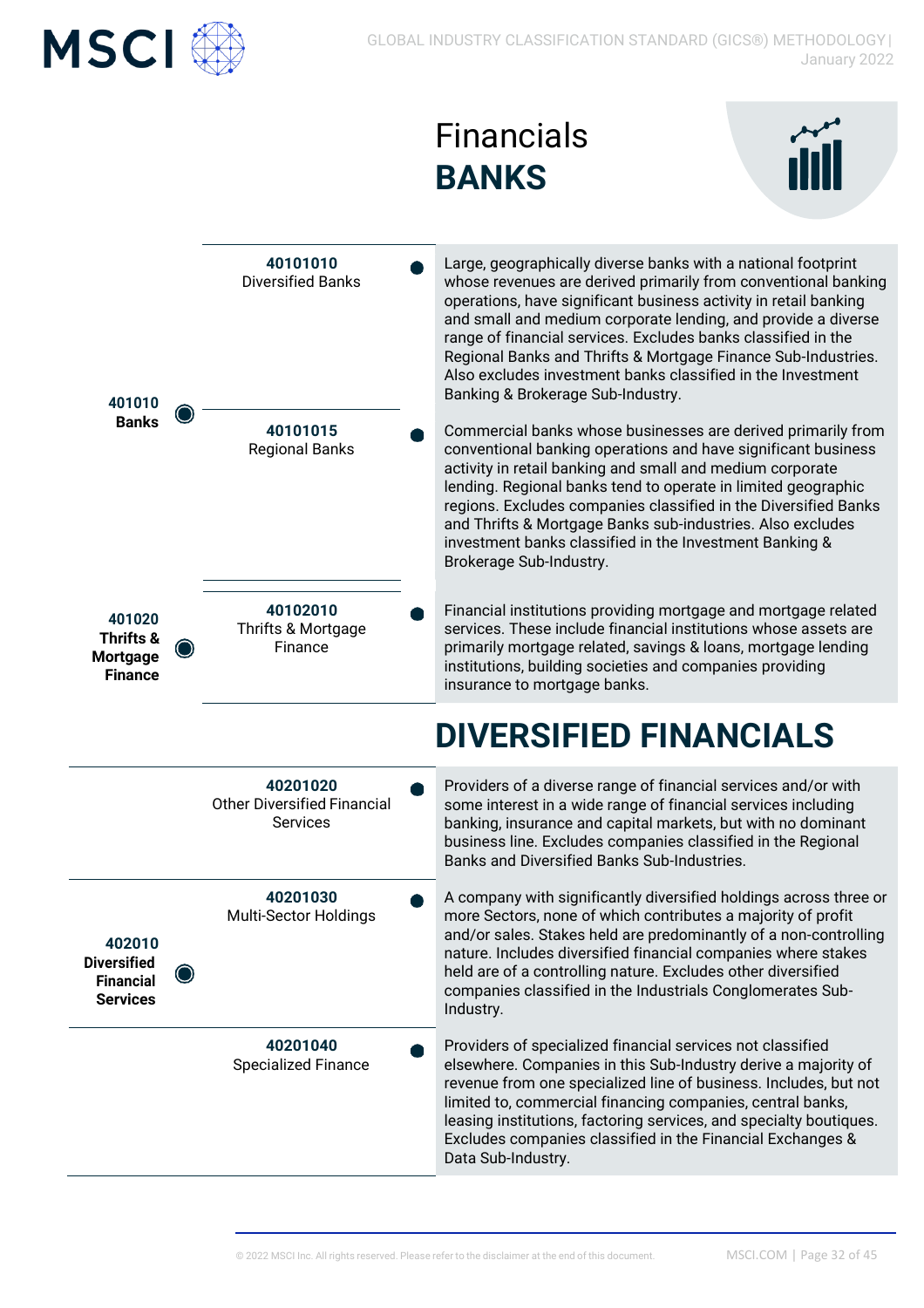# Financials

## BANKS

| Industry | Sub-Industry | Definition |
|---|---|---|
| **401010 Banks** | 40101010 Diversified Banks | Large, geographically diverse banks with a national footprint whose revenues are derived primarily from conventional banking operations, have significant business activity in retail banking and small and medium corporate lending, and provide a diverse range of financial services. Excludes banks classified in the Regional Banks and Thrifts & Mortgage Finance Sub-Industries. Also excludes investment banks classified in the Investment Banking & Brokerage Sub-Industry. |
| | 40101015 Regional Banks | Commercial banks whose businesses are derived primarily from conventional banking operations and have significant business activity in retail banking and small and medium corporate lending. Regional banks tend to operate in limited geographic regions. Excludes companies classified in the Diversified Banks and Thrifts & Mortgage Banks sub-industries. Also excludes investment banks classified in the Investment Banking & Brokerage Sub-Industry. |
| **401020 Thrifts & Mortgage Finance** | 40102010 Thrifts & Mortgage Finance | Financial institutions providing mortgage and mortgage related services. These include financial institutions whose assets are primarily mortgage related, savings & loans, mortgage lending institutions, building societies and companies providing insurance to mortgage banks. |

## DIVERSIFIED FINANCIALS

| Industry | Sub-Industry | Definition |
|---|---|---|
| **402010 Diversified Financial Services** | 40201020 Other Diversified Financial Services | Providers of a diverse range of financial services and/or with some interest in a wide range of financial services including banking, insurance and capital markets, but with no dominant business line. Excludes companies classified in the Regional Banks and Diversified Banks Sub-Industries. |
| | 40201030 Multi-Sector Holdings | A company with significantly diversified holdings across three or more Sectors, none of which contributes a majority of profit and/or sales. Stakes held are predominantly of a non-controlling nature. Includes diversified financial companies where stakes held are of a controlling nature. Excludes other diversified companies classified in the Industrials Conglomerates Sub-Industry. |
| | 40201040 Specialized Finance | Providers of specialized financial services not classified elsewhere. Companies in this Sub-Industry derive a majority of revenue from one specialized line of business. Includes, but not limited to, commercial financing companies, central banks, leasing institutions, factoring services, and specialty boutiques. Excludes companies classified in the Financial Exchanges & Data Sub-Industry. |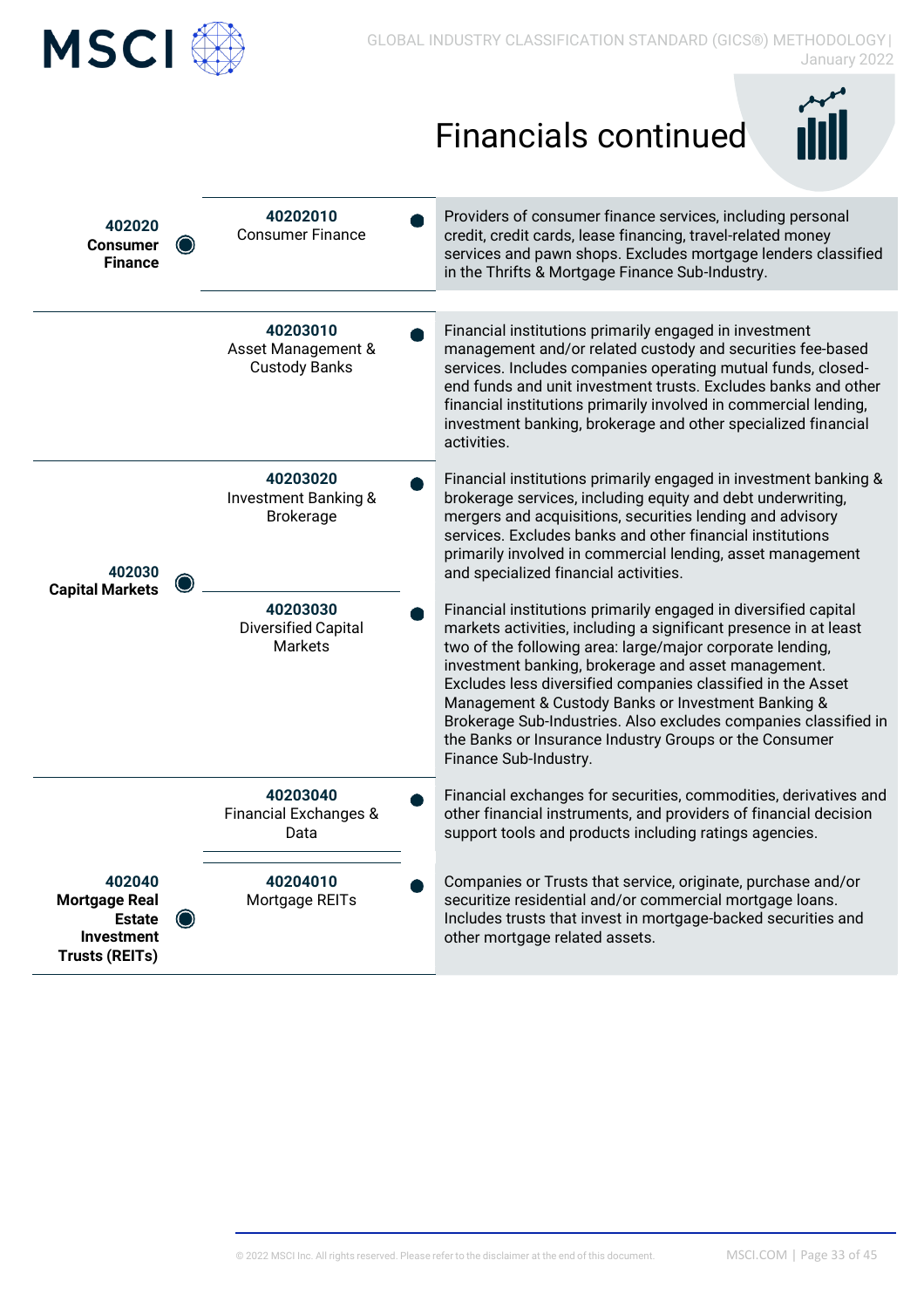# Financials continued

| Industry | Sub-Industry | Definition |
|---|---|---|
| **402020 Consumer Finance** | **40202010** Consumer Finance | Providers of consumer finance services, including personal credit, credit cards, lease financing, travel-related money services and pawn shops. Excludes mortgage lenders classified in the Thrifts & Mortgage Finance Sub-Industry. |
| **402030 Capital Markets** | **40203010** Asset Management & Custody Banks | Financial institutions primarily engaged in investment management and/or related custody and securities fee-based services. Includes companies operating mutual funds, closed-end funds and unit investment trusts. Excludes banks and other financial institutions primarily involved in commercial lending, investment banking, brokerage and other specialized financial activities. |
| | **40203020** Investment Banking & Brokerage | Financial institutions primarily engaged in investment banking & brokerage services, including equity and debt underwriting, mergers and acquisitions, securities lending and advisory services. Excludes banks and other financial institutions primarily involved in commercial lending, asset management and specialized financial activities. |
| | **40203030** Diversified Capital Markets | Financial institutions primarily engaged in diversified capital markets activities, including a significant presence in at least two of the following area: large/major corporate lending, investment banking, brokerage and asset management. Excludes less diversified companies classified in the Asset Management & Custody Banks or Investment Banking & Brokerage Sub-Industries. Also excludes companies classified in the Banks or Insurance Industry Groups or the Consumer Finance Sub-Industry. |
| | **40203040** Financial Exchanges & Data | Financial exchanges for securities, commodities, derivatives and other financial instruments, and providers of financial decision support tools and products including ratings agencies. |
| **402040 Mortgage Real Estate Investment Trusts (REITs)** | **40204010** Mortgage REITs | Companies or Trusts that service, originate, purchase and/or securitize residential and/or commercial mortgage loans. Includes trusts that invest in mortgage-backed securities and other mortgage related assets. |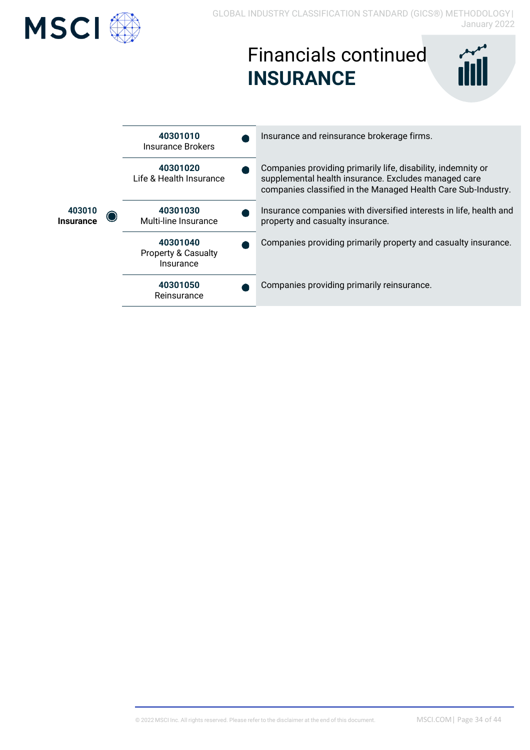# Financials continued
## INSURANCE

| Industry | Sub-Industry | Definition |
|---|---|---|
| **403010** **Insurance** | **40301010** Insurance Brokers | Insurance and reinsurance brokerage firms. |
| | **40301020** Life & Health Insurance | Companies providing primarily life, disability, indemnity or supplemental health insurance. Excludes managed care companies classified in the Managed Health Care Sub-Industry. |
| | **40301030** Multi-line Insurance | Insurance companies with diversified interests in life, health and property and casualty insurance. |
| | **40301040** Property & Casualty Insurance | Companies providing primarily property and casualty insurance. |
| | **40301050** Reinsurance | Companies providing primarily reinsurance. |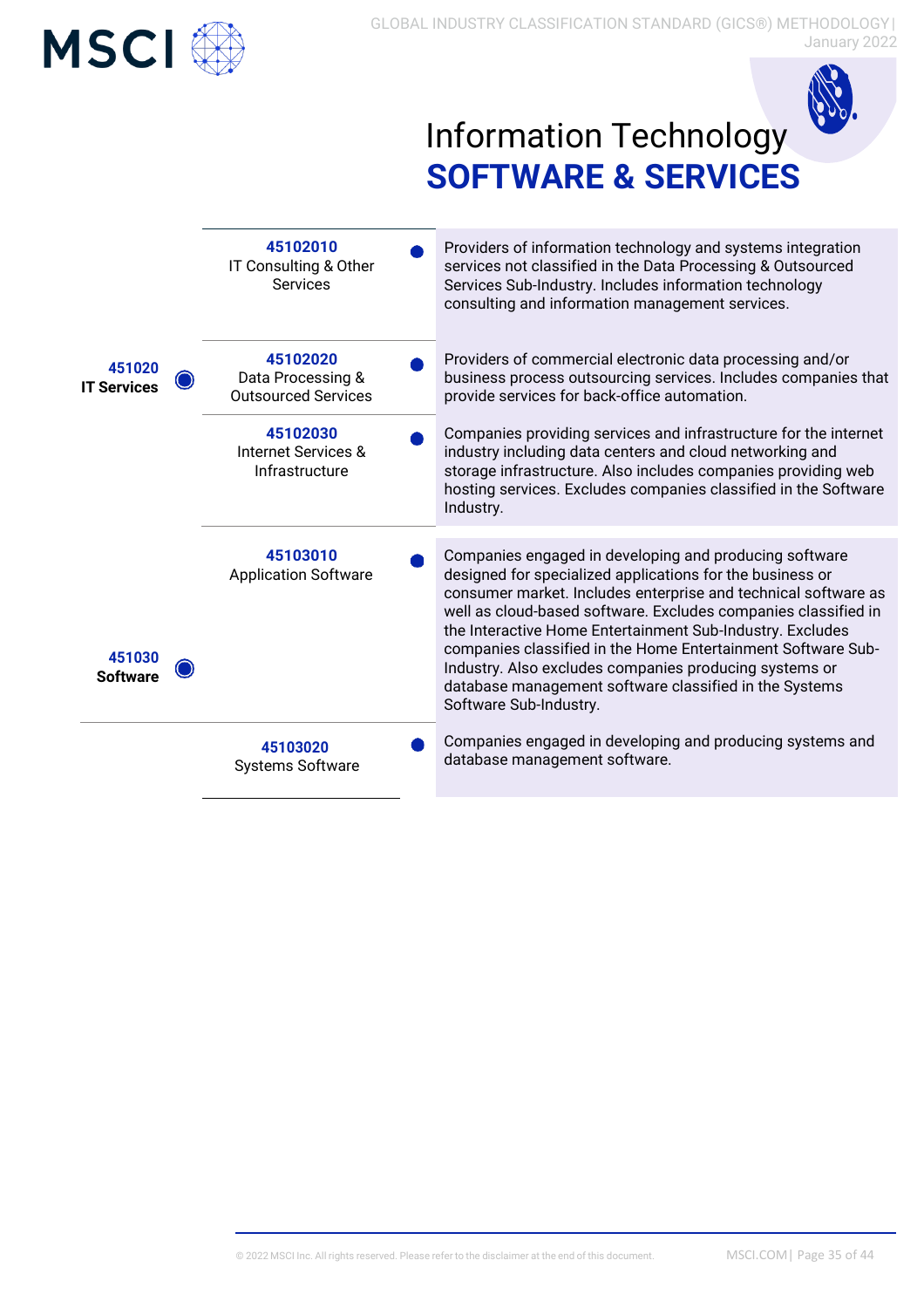# Information Technology
## SOFTWARE & SERVICES

| Industry | Sub-Industry | Definition |
|---|---|---|
| 451020 IT Services | 45102010 IT Consulting & Other Services | Providers of information technology and systems integration services not classified in the Data Processing & Outsourced Services Sub-Industry. Includes information technology consulting and information management services. |
| | 45102020 Data Processing & Outsourced Services | Providers of commercial electronic data processing and/or business process outsourcing services. Includes companies that provide services for back-office automation. |
| | 45102030 Internet Services & Infrastructure | Companies providing services and infrastructure for the internet industry including data centers and cloud networking and storage infrastructure. Also includes companies providing web hosting services. Excludes companies classified in the Software Industry. |
| 451030 Software | 45103010 Application Software | Companies engaged in developing and producing software designed for specialized applications for the business or consumer market. Includes enterprise and technical software as well as cloud-based software. Excludes companies classified in the Interactive Home Entertainment Sub-Industry. Excludes companies classified in the Home Entertainment Software Sub-Industry. Also excludes companies producing systems or database management software classified in the Systems Software Sub-Industry. |
| | 45103020 Systems Software | Companies engaged in developing and producing systems and database management software. |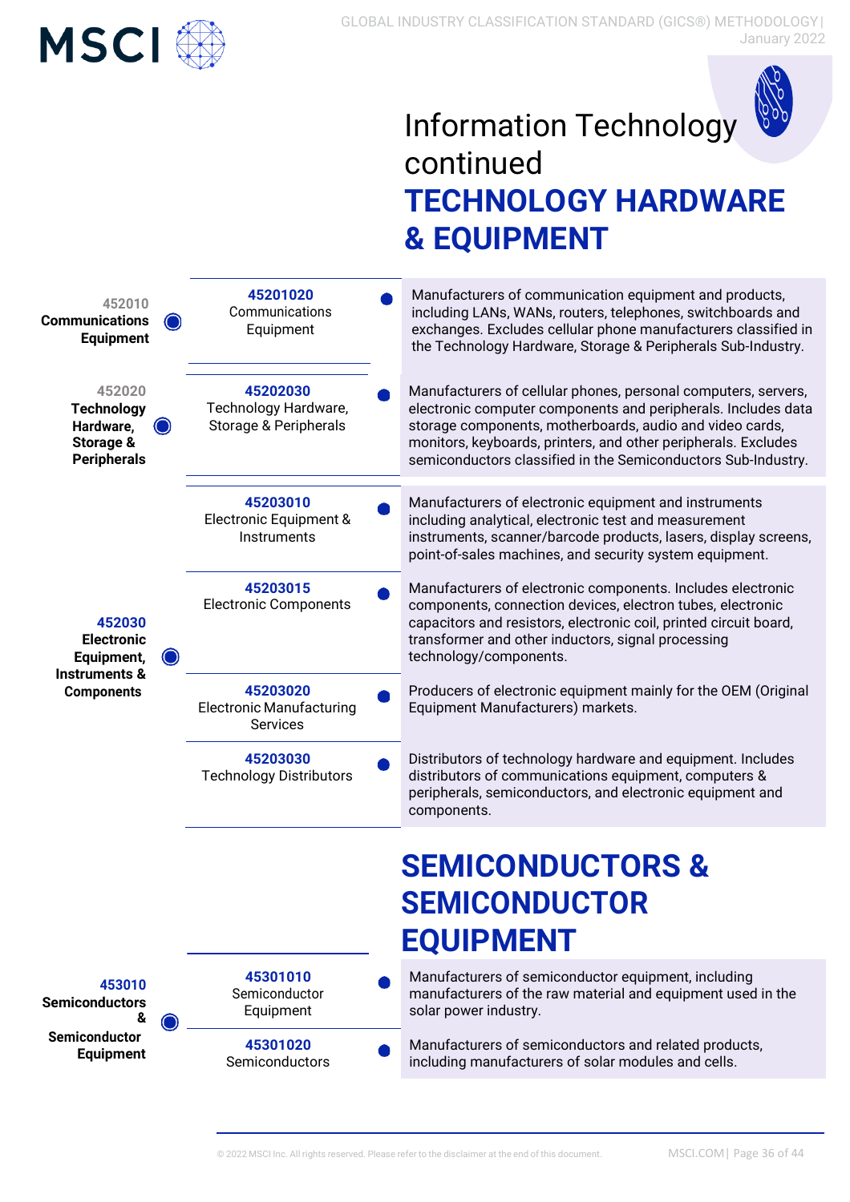# Information Technology continued

## TECHNOLOGY HARDWARE & EQUIPMENT

| Industry | Sub-Industry | Definition |
|---|---|---|
| **452010 Communications Equipment** | **45201020** Communications Equipment | Manufacturers of communication equipment and products, including LANs, WANs, routers, telephones, switchboards and exchanges. Excludes cellular phone manufacturers classified in the Technology Hardware, Storage & Peripherals Sub-Industry. |
| **452020 Technology Hardware, Storage & Peripherals** | **45202030** Technology Hardware, Storage & Peripherals | Manufacturers of cellular phones, personal computers, servers, electronic computer components and peripherals. Includes data storage components, motherboards, audio and video cards, monitors, keyboards, printers, and other peripherals. Excludes semiconductors classified in the Semiconductors Sub-Industry. |
| **452030 Electronic Equipment, Instruments & Components** | **45203010** Electronic Equipment & Instruments | Manufacturers of electronic equipment and instruments including analytical, electronic test and measurement instruments, scanner/barcode products, lasers, display screens, point-of-sales machines, and security system equipment. |
| | **45203015** Electronic Components | Manufacturers of electronic components. Includes electronic components, connection devices, electron tubes, electronic capacitors and resistors, electronic coil, printed circuit board, transformer and other inductors, signal processing technology/components. |
| | **45203020** Electronic Manufacturing Services | Producers of electronic equipment mainly for the OEM (Original Equipment Manufacturers) markets. |
| | **45203030** Technology Distributors | Distributors of technology hardware and equipment. Includes distributors of communications equipment, computers & peripherals, semiconductors, and electronic equipment and components. |

## SEMICONDUCTORS & SEMICONDUCTOR EQUIPMENT

| Industry | Sub-Industry | Definition |
|---|---|---|
| **453010 Semiconductors & Semiconductor Equipment** | **45301010** Semiconductor Equipment | Manufacturers of semiconductor equipment, including manufacturers of the raw material and equipment used in the solar power industry. |
| | **45301020** Semiconductors | Manufacturers of semiconductors and related products, including manufacturers of solar modules and cells. |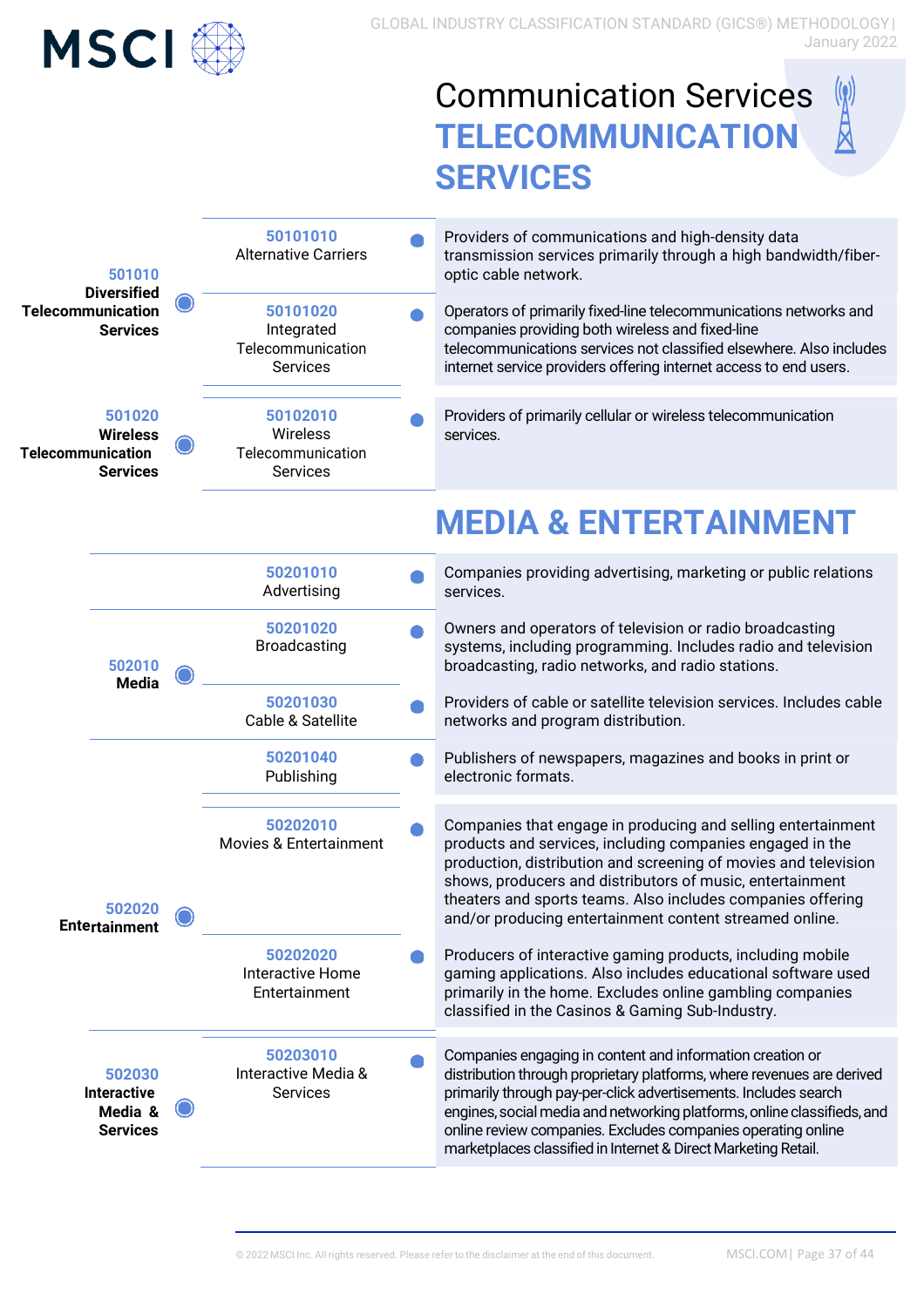# Communication Services

## TELECOMMUNICATION SERVICES

| Industry | Sub-Industry | Definition |
|---|---|---|
| **501010** **Diversified Telecommunication Services** | **50101010** Alternative Carriers | Providers of communications and high-density data transmission services primarily through a high bandwidth/fiber-optic cable network. |
| | **50101020** Integrated Telecommunication Services | Operators of primarily fixed-line telecommunications networks and companies providing both wireless and fixed-line telecommunications services not classified elsewhere. Also includes internet service providers offering internet access to end users. |
| **501020** **Wireless Telecommunication Services** | **50102010** Wireless Telecommunication Services | Providers of primarily cellular or wireless telecommunication services. |

## MEDIA & ENTERTAINMENT

| Industry | Sub-Industry | Definition |
|---|---|---|
| **502010** **Media** | **50201010** Advertising | Companies providing advertising, marketing or public relations services. |
| | **50201020** Broadcasting | Owners and operators of television or radio broadcasting systems, including programming. Includes radio and television broadcasting, radio networks, and radio stations. |
| | **50201030** Cable & Satellite | Providers of cable or satellite television services. Includes cable networks and program distribution. |
| | **50201040** Publishing | Publishers of newspapers, magazines and books in print or electronic formats. |
| **502020** **Entertainment** | **50202010** Movies & Entertainment | Companies that engage in producing and selling entertainment products and services, including companies engaged in the production, distribution and screening of movies and television shows, producers and distributors of music, entertainment theaters and sports teams. Also includes companies offering and/or producing entertainment content streamed online. |
| | **50202020** Interactive Home Entertainment | Producers of interactive gaming products, including mobile gaming applications. Also includes educational software used primarily in the home. Excludes online gambling companies classified in the Casinos & Gaming Sub-Industry. |
| **502030** **Interactive Media & Services** | **50203010** Interactive Media & Services | Companies engaging in content and information creation or distribution through proprietary platforms, where revenues are derived primarily through pay-per-click advertisements. Includes search engines, social media and networking platforms, online classifieds, and online review companies. Excludes companies operating online marketplaces classified in Internet & Direct Marketing Retail. |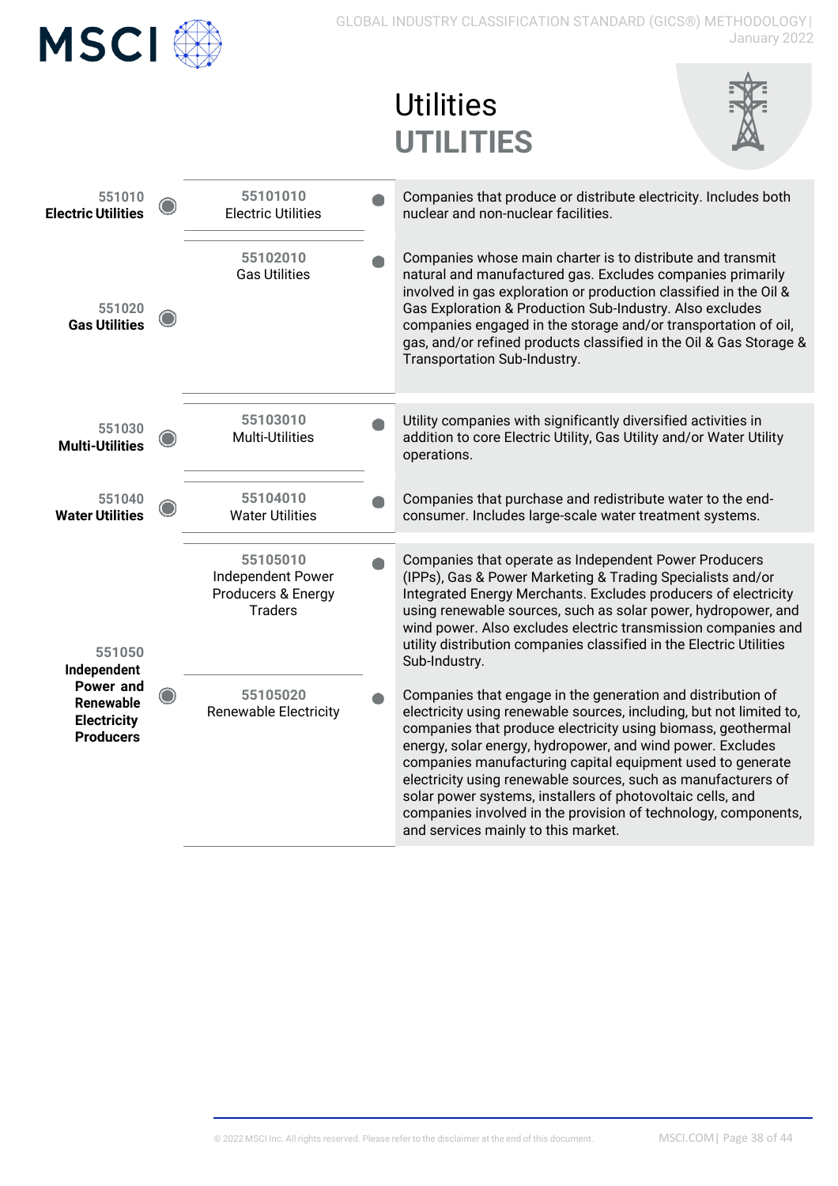# Utilities

## UTILITIES

| Industry | Sub-Industry | Definition |
|---|---|---|
| 551010 **Electric Utilities** | 55101010 Electric Utilities | Companies that produce or distribute electricity. Includes both nuclear and non-nuclear facilities. |
| 551020 **Gas Utilities** | 55102010 Gas Utilities | Companies whose main charter is to distribute and transmit natural and manufactured gas. Excludes companies primarily involved in gas exploration or production classified in the Oil & Gas Exploration & Production Sub-Industry. Also excludes companies engaged in the storage and/or transportation of oil, gas, and/or refined products classified in the Oil & Gas Storage & Transportation Sub-Industry. |
| 551030 **Multi-Utilities** | 55103010 Multi-Utilities | Utility companies with significantly diversified activities in addition to core Electric Utility, Gas Utility and/or Water Utility operations. |
| 551040 **Water Utilities** | 55104010 Water Utilities | Companies that purchase and redistribute water to the end-consumer. Includes large-scale water treatment systems. |
| 551050 **Independent Power and Renewable Electricity Producers** | 55105010 Independent Power Producers & Energy Traders | Companies that operate as Independent Power Producers (IPPs), Gas & Power Marketing & Trading Specialists and/or Integrated Energy Merchants. Excludes producers of electricity using renewable sources, such as solar power, hydropower, and wind power. Also excludes electric transmission companies and utility distribution companies classified in the Electric Utilities Sub-Industry. |
| | 55105020 Renewable Electricity | Companies that engage in the generation and distribution of electricity using renewable sources, including, but not limited to, companies that produce electricity using biomass, geothermal energy, solar energy, hydropower, and wind power. Excludes companies manufacturing capital equipment used to generate electricity using renewable sources, such as manufacturers of solar power systems, installers of photovoltaic cells, and companies involved in the provision of technology, components, and services mainly to this market. |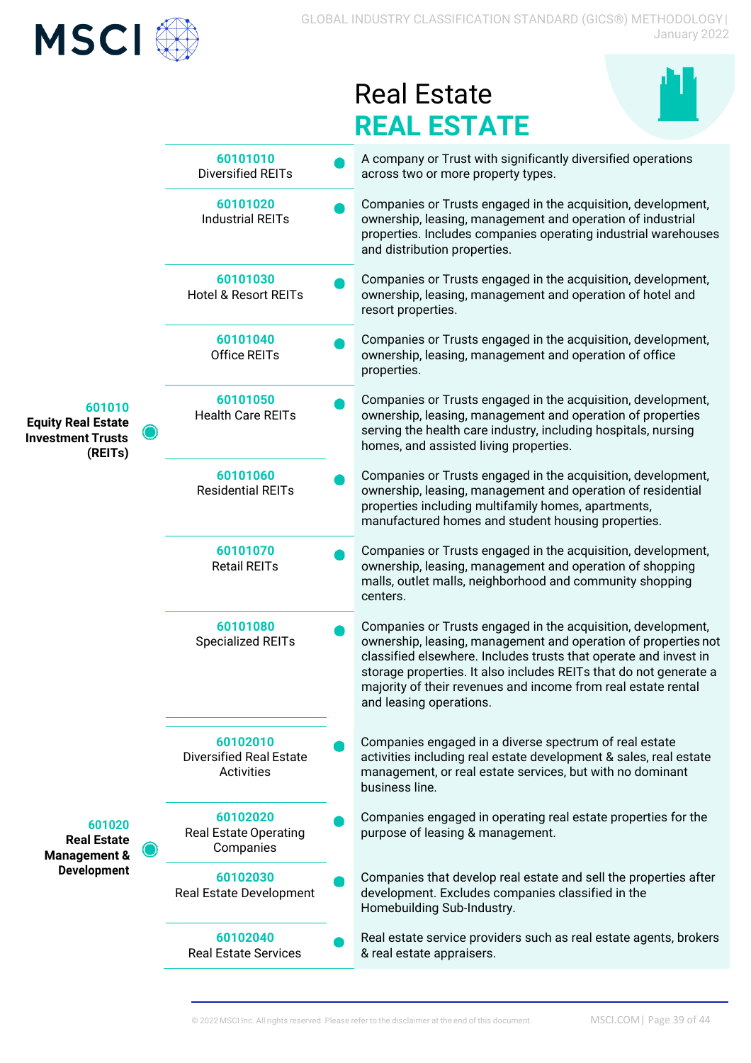# Real Estate

## REAL ESTATE

| Industry | Sub-Industry | Definition |
|---|---|---|
| **601010 Equity Real Estate Investment Trusts (REITs)** | **60101010** Diversified REITs | A company or Trust with significantly diversified operations across two or more property types. |
| | **60101020** Industrial REITs | Companies or Trusts engaged in the acquisition, development, ownership, leasing, management and operation of industrial properties. Includes companies operating industrial warehouses and distribution properties. |
| | **60101030** Hotel & Resort REITs | Companies or Trusts engaged in the acquisition, development, ownership, leasing, management and operation of hotel and resort properties. |
| | **60101040** Office REITs | Companies or Trusts engaged in the acquisition, development, ownership, leasing, management and operation of office properties. |
| | **60101050** Health Care REITs | Companies or Trusts engaged in the acquisition, development, ownership, leasing, management and operation of properties serving the health care industry, including hospitals, nursing homes, and assisted living properties. |
| | **60101060** Residential REITs | Companies or Trusts engaged in the acquisition, development, ownership, leasing, management and operation of residential properties including multifamily homes, apartments, manufactured homes and student housing properties. |
| | **60101070** Retail REITs | Companies or Trusts engaged in the acquisition, development, ownership, leasing, management and operation of shopping malls, outlet malls, neighborhood and community shopping centers. |
| | **60101080** Specialized REITs | Companies or Trusts engaged in the acquisition, development, ownership, leasing, management and operation of properties not classified elsewhere. Includes trusts that operate and invest in storage properties. It also includes REITs that do not generate a majority of their revenues and income from real estate rental and leasing operations. |
| **601020 Real Estate Management & Development** | **60102010** Diversified Real Estate Activities | Companies engaged in a diverse spectrum of real estate activities including real estate development & sales, real estate management, or real estate services, but with no dominant business line. |
| | **60102020** Real Estate Operating Companies | Companies engaged in operating real estate properties for the purpose of leasing & management. |
| | **60102030** Real Estate Development | Companies that develop real estate and sell the properties after development. Excludes companies classified in the Homebuilding Sub-Industry. |
| | **60102040** Real Estate Services | Real estate service providers such as real estate agents, brokers & real estate appraisers. |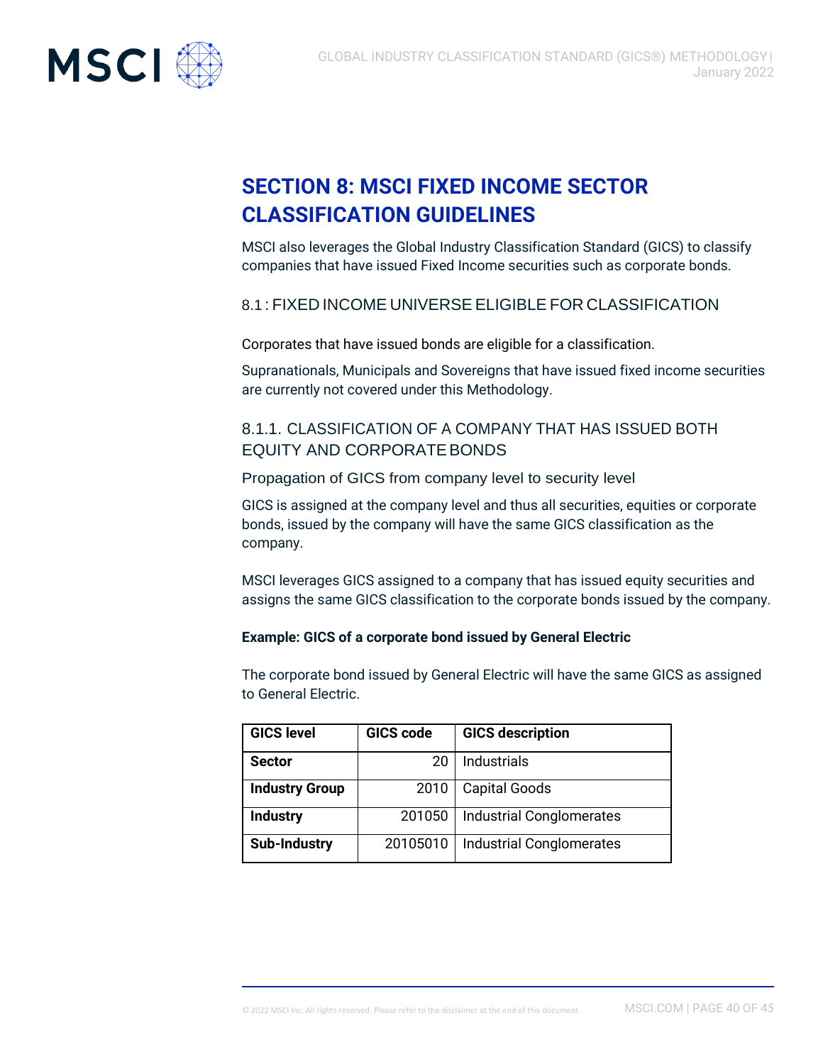# SECTION 8: MSCI FIXED INCOME SECTOR CLASSIFICATION GUIDELINES

MSCI also leverages the Global Industry Classification Standard (GICS) to classify companies that have issued Fixed Income securities such as corporate bonds.

## 8.1 : FIXED INCOME UNIVERSE ELIGIBLE FOR CLASSIFICATION

Corporates that have issued bonds are eligible for a classification.

Supranationals, Municipals and Sovereigns that have issued fixed income securities are currently not covered under this Methodology.

### 8.1.1. CLASSIFICATION OF A COMPANY THAT HAS ISSUED BOTH EQUITY AND CORPORATE BONDS

Propagation of GICS from company level to security level

GICS is assigned at the company level and thus all securities, equities or corporate bonds, issued by the company will have the same GICS classification as the company.

MSCI leverages GICS assigned to a company that has issued equity securities and assigns the same GICS classification to the corporate bonds issued by the company.

**Example: GICS of a corporate bond issued by General Electric**

The corporate bond issued by General Electric will have the same GICS as assigned to General Electric.

| GICS level | GICS code | GICS description |
|---|---|---|
| **Sector** | 20 | Industrials |
| **Industry Group** | 2010 | Capital Goods |
| **Industry** | 201050 | Industrial Conglomerates |
| **Sub-Industry** | 20105010 | Industrial Conglomerates |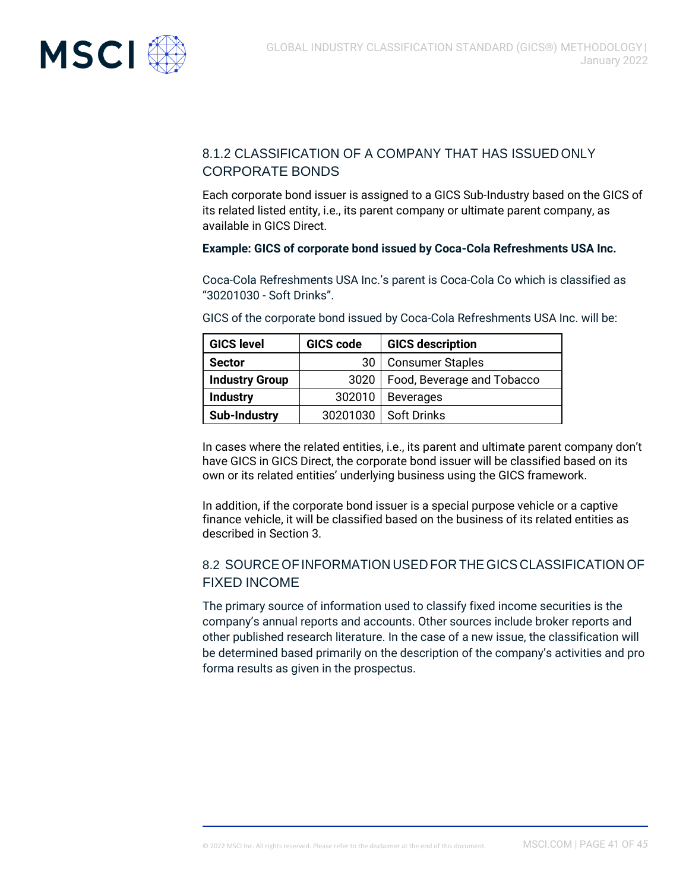### 8.1.2 CLASSIFICATION OF A COMPANY THAT HAS ISSUED ONLY CORPORATE BONDS

Each corporate bond issuer is assigned to a GICS Sub-Industry based on the GICS of its related listed entity, i.e., its parent company or ultimate parent company, as available in GICS Direct.

**Example: GICS of corporate bond issued by Coca-Cola Refreshments USA Inc.**

Coca-Cola Refreshments USA Inc.'s parent is Coca-Cola Co which is classified as "30201030 - Soft Drinks".

GICS of the corporate bond issued by Coca-Cola Refreshments USA Inc. will be:

| GICS level | GICS code | GICS description |
|---|---:|---|
| **Sector** | 30 | Consumer Staples |
| **Industry Group** | 3020 | Food, Beverage and Tobacco |
| **Industry** | 302010 | Beverages |
| **Sub-Industry** | 30201030 | Soft Drinks |

In cases where the related entities, i.e., its parent and ultimate parent company don't have GICS in GICS Direct, the corporate bond issuer will be classified based on its own or its related entities' underlying business using the GICS framework.

In addition, if the corporate bond issuer is a special purpose vehicle or a captive finance vehicle, it will be classified based on the business of its related entities as described in Section 3.

## 8.2 SOURCE OF INFORMATION USED FOR THE GICS CLASSIFICATION OF FIXED INCOME

The primary source of information used to classify fixed income securities is the company's annual reports and accounts. Other sources include broker reports and other published research literature. In the case of a new issue, the classification will be determined based primarily on the description of the company's activities and pro forma results as given in the prospectus.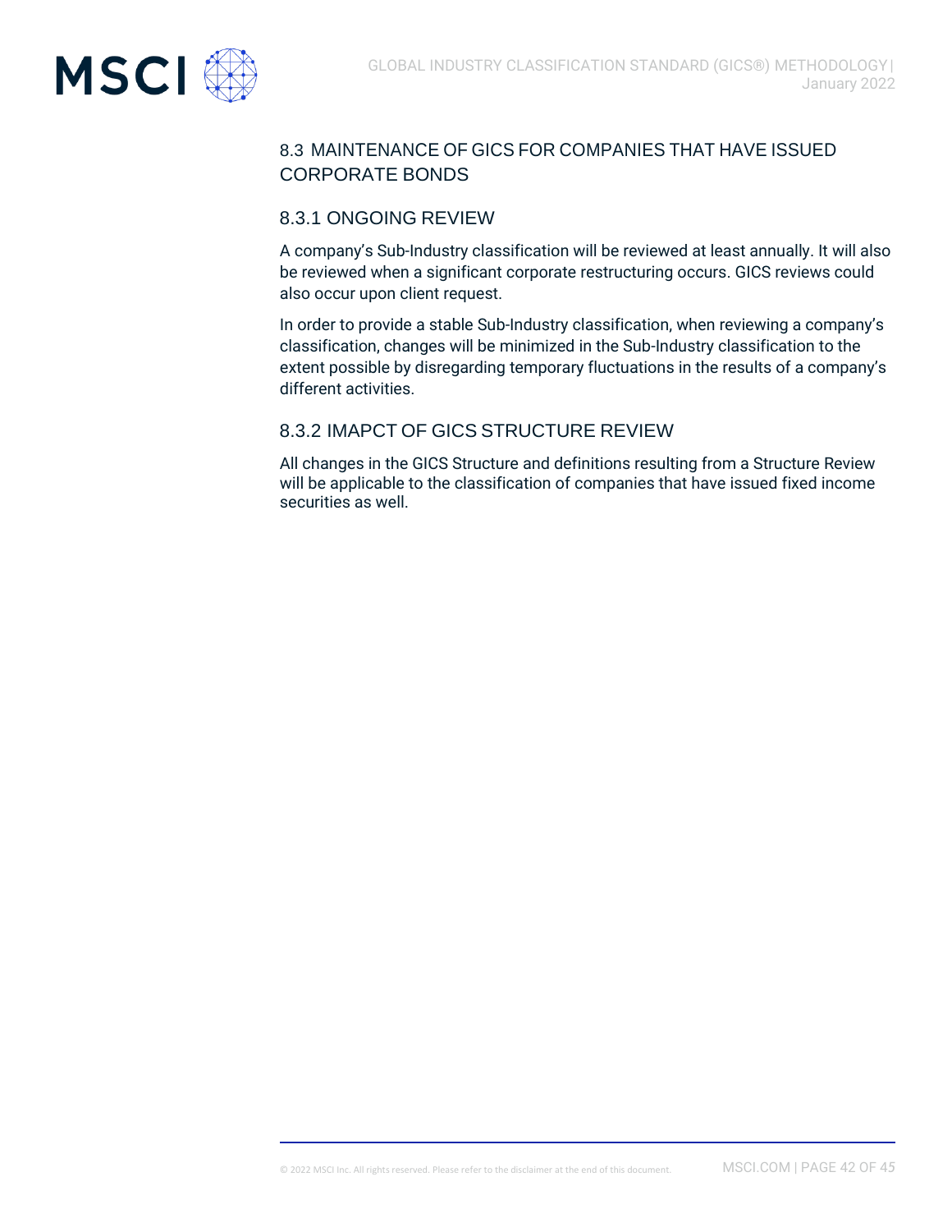## 8.3 MAINTENANCE OF GICS FOR COMPANIES THAT HAVE ISSUED CORPORATE BONDS

### 8.3.1 ONGOING REVIEW

A company's Sub-Industry classification will be reviewed at least annually. It will also be reviewed when a significant corporate restructuring occurs. GICS reviews could also occur upon client request.

In order to provide a stable Sub-Industry classification, when reviewing a company's classification, changes will be minimized in the Sub-Industry classification to the extent possible by disregarding temporary fluctuations in the results of a company's different activities.

### 8.3.2 IMAPCT OF GICS STRUCTURE REVIEW

All changes in the GICS Structure and definitions resulting from a Structure Review will be applicable to the classification of companies that have issued fixed income securities as well.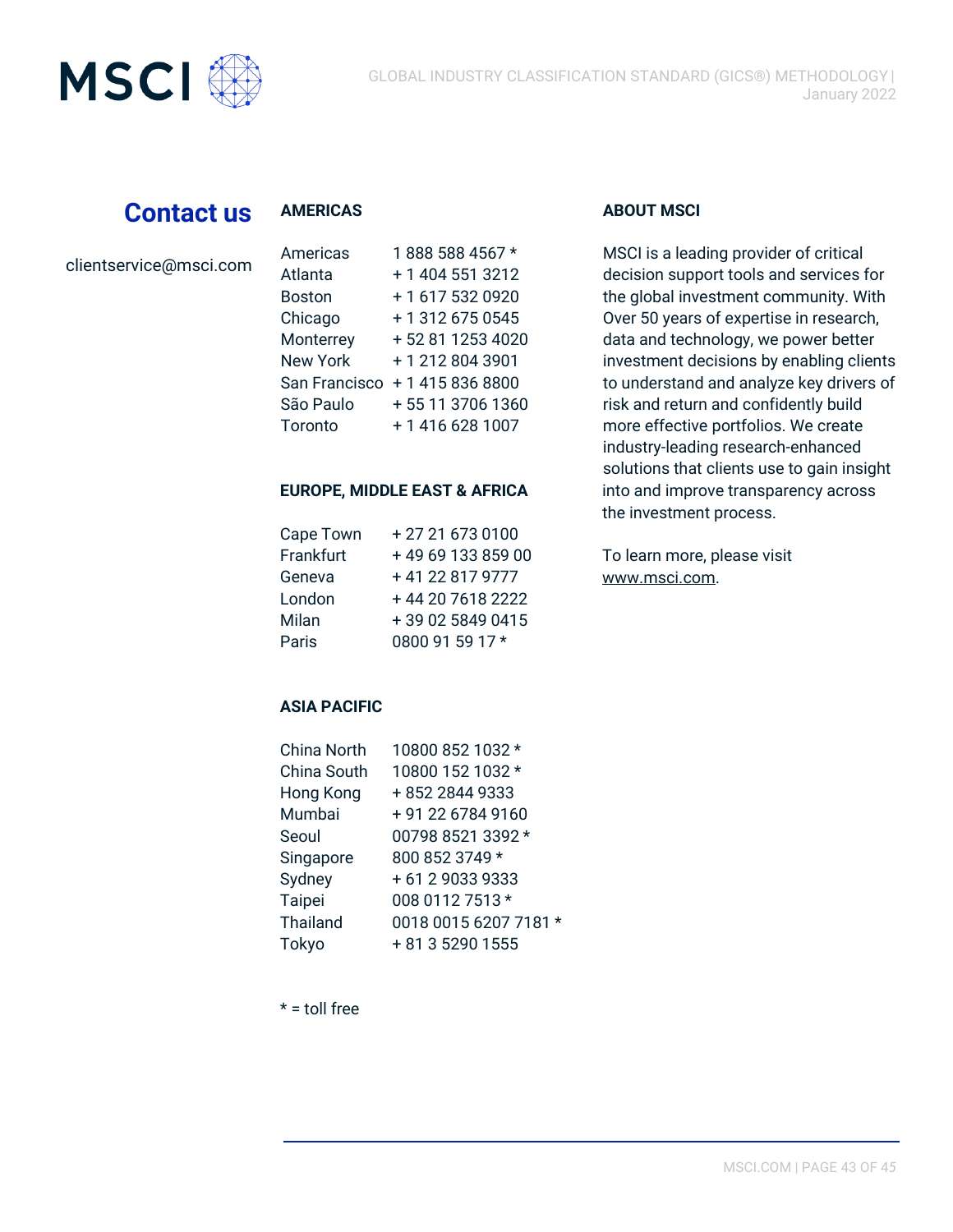## Contact us

clientservice@msci.com

### AMERICAS

| | |
|---|---|
| Americas | 1 888 588 4567 * |
| Atlanta | + 1 404 551 3212 |
| Boston | + 1 617 532 0920 |
| Chicago | + 1 312 675 0545 |
| Monterrey | + 52 81 1253 4020 |
| New York | + 1 212 804 3901 |
| San Francisco | + 1 415 836 8800 |
| São Paulo | + 55 11 3706 1360 |
| Toronto | + 1 416 628 1007 |

### EUROPE, MIDDLE EAST & AFRICA

| | |
|---|---|
| Cape Town | + 27 21 673 0100 |
| Frankfurt | + 49 69 133 859 00 |
| Geneva | + 41 22 817 9777 |
| London | + 44 20 7618 2222 |
| Milan | + 39 02 5849 0415 |
| Paris | 0800 91 59 17 * |

### ASIA PACIFIC

| | |
|---|---|
| China North | 10800 852 1032 * |
| China South | 10800 152 1032 * |
| Hong Kong | + 852 2844 9333 |
| Mumbai | + 91 22 6784 9160 |
| Seoul | 00798 8521 3392 * |
| Singapore | 800 852 3749 * |
| Sydney | + 61 2 9033 9333 |
| Taipei | 008 0112 7513 * |
| Thailand | 0018 0015 6207 7181 * |
| Tokyo | + 81 3 5290 1555 |

* = toll free

### ABOUT MSCI

MSCI is a leading provider of critical decision support tools and services for the global investment community. With Over 50 years of expertise in research, data and technology, we power better investment decisions by enabling clients to understand and analyze key drivers of risk and return and confidently build more effective portfolios. We create industry-leading research-enhanced solutions that clients use to gain insight into and improve transparency across the investment process.

To learn more, please visit www.msci.com.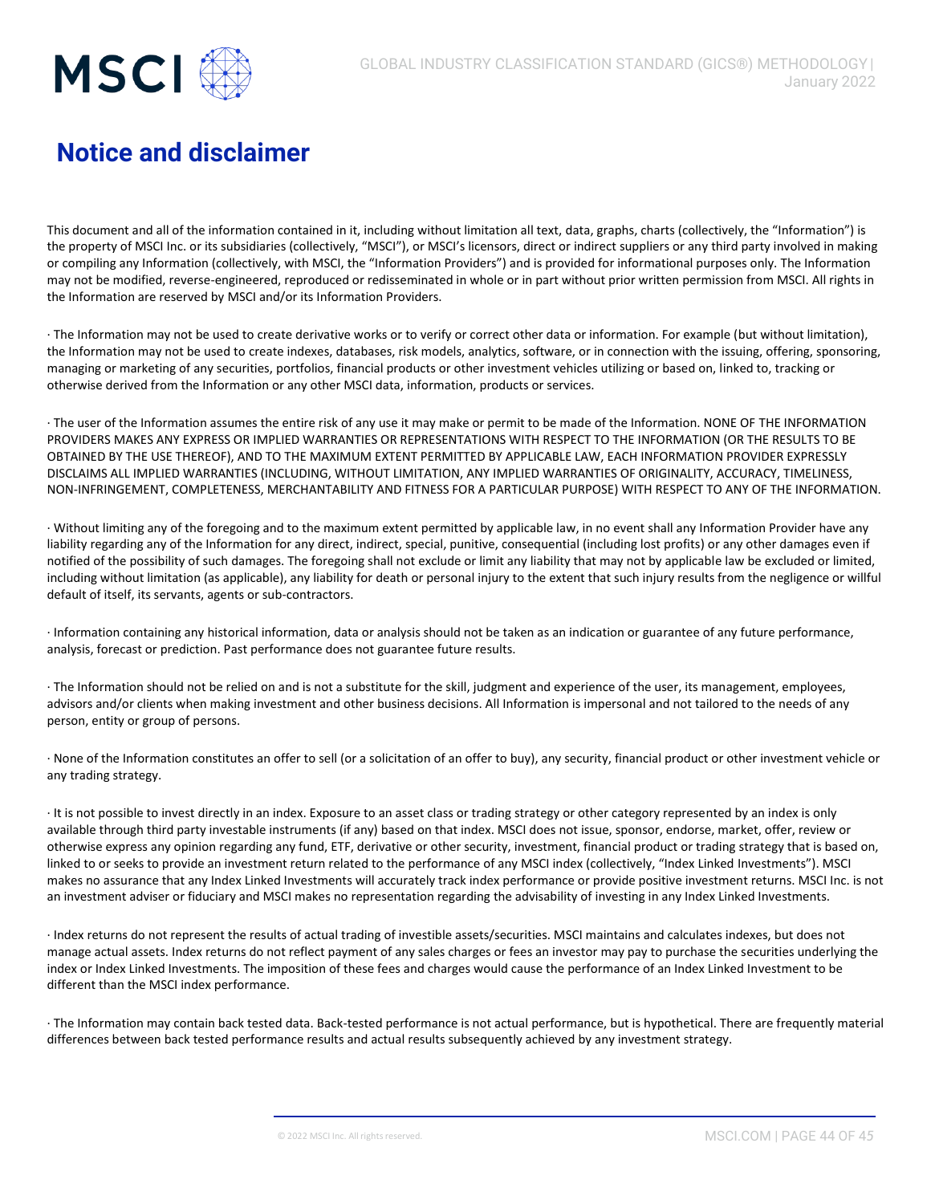# Notice and disclaimer

This document and all of the information contained in it, including without limitation all text, data, graphs, charts (collectively, the "Information") is the property of MSCI Inc. or its subsidiaries (collectively, "MSCI"), or MSCI's licensors, direct or indirect suppliers or any third party involved in making or compiling any Information (collectively, with MSCI, the "Information Providers") and is provided for informational purposes only. The Information may not be modified, reverse-engineered, reproduced or redisseminated in whole or in part without prior written permission from MSCI. All rights in the Information are reserved by MSCI and/or its Information Providers.

· The Information may not be used to create derivative works or to verify or correct other data or information. For example (but without limitation), the Information may not be used to create indexes, databases, risk models, analytics, software, or in connection with the issuing, offering, sponsoring, managing or marketing of any securities, portfolios, financial products or other investment vehicles utilizing or based on, linked to, tracking or otherwise derived from the Information or any other MSCI data, information, products or services.

· The user of the Information assumes the entire risk of any use it may make or permit to be made of the Information. NONE OF THE INFORMATION PROVIDERS MAKES ANY EXPRESS OR IMPLIED WARRANTIES OR REPRESENTATIONS WITH RESPECT TO THE INFORMATION (OR THE RESULTS TO BE OBTAINED BY THE USE THEREOF), AND TO THE MAXIMUM EXTENT PERMITTED BY APPLICABLE LAW, EACH INFORMATION PROVIDER EXPRESSLY DISCLAIMS ALL IMPLIED WARRANTIES (INCLUDING, WITHOUT LIMITATION, ANY IMPLIED WARRANTIES OF ORIGINALITY, ACCURACY, TIMELINESS, NON-INFRINGEMENT, COMPLETENESS, MERCHANTABILITY AND FITNESS FOR A PARTICULAR PURPOSE) WITH RESPECT TO ANY OF THE INFORMATION.

· Without limiting any of the foregoing and to the maximum extent permitted by applicable law, in no event shall any Information Provider have any liability regarding any of the Information for any direct, indirect, special, punitive, consequential (including lost profits) or any other damages even if notified of the possibility of such damages. The foregoing shall not exclude or limit any liability that may not by applicable law be excluded or limited, including without limitation (as applicable), any liability for death or personal injury to the extent that such injury results from the negligence or willful default of itself, its servants, agents or sub-contractors.

· Information containing any historical information, data or analysis should not be taken as an indication or guarantee of any future performance, analysis, forecast or prediction. Past performance does not guarantee future results.

· The Information should not be relied on and is not a substitute for the skill, judgment and experience of the user, its management, employees, advisors and/or clients when making investment and other business decisions. All Information is impersonal and not tailored to the needs of any person, entity or group of persons.

· None of the Information constitutes an offer to sell (or a solicitation of an offer to buy), any security, financial product or other investment vehicle or any trading strategy.

· It is not possible to invest directly in an index. Exposure to an asset class or trading strategy or other category represented by an index is only available through third party investable instruments (if any) based on that index. MSCI does not issue, sponsor, endorse, market, offer, review or otherwise express any opinion regarding any fund, ETF, derivative or other security, investment, financial product or trading strategy that is based on, linked to or seeks to provide an investment return related to the performance of any MSCI index (collectively, "Index Linked Investments"). MSCI makes no assurance that any Index Linked Investments will accurately track index performance or provide positive investment returns. MSCI Inc. is not an investment adviser or fiduciary and MSCI makes no representation regarding the advisability of investing in any Index Linked Investments.

· Index returns do not represent the results of actual trading of investible assets/securities. MSCI maintains and calculates indexes, but does not manage actual assets. Index returns do not reflect payment of any sales charges or fees an investor may pay to purchase the securities underlying the index or Index Linked Investments. The imposition of these fees and charges would cause the performance of an Index Linked Investment to be different than the MSCI index performance.

· The Information may contain back tested data. Back-tested performance is not actual performance, but is hypothetical. There are frequently material differences between back tested performance results and actual results subsequently achieved by any investment strategy.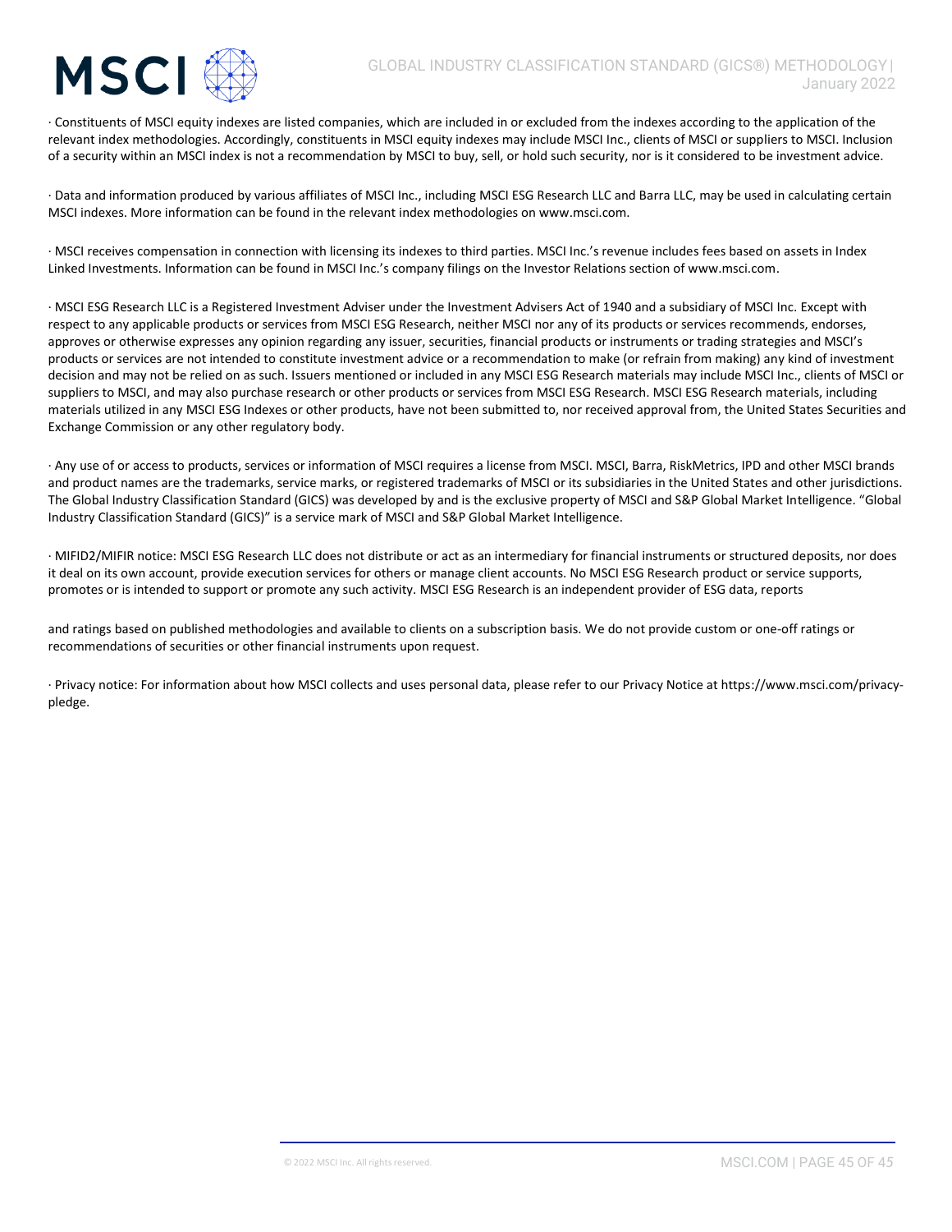· Constituents of MSCI equity indexes are listed companies, which are included in or excluded from the indexes according to the application of the relevant index methodologies. Accordingly, constituents in MSCI equity indexes may include MSCI Inc., clients of MSCI or suppliers to MSCI. Inclusion of a security within an MSCI index is not a recommendation by MSCI to buy, sell, or hold such security, nor is it considered to be investment advice.

· Data and information produced by various affiliates of MSCI Inc., including MSCI ESG Research LLC and Barra LLC, may be used in calculating certain MSCI indexes. More information can be found in the relevant index methodologies on www.msci.com.

· MSCI receives compensation in connection with licensing its indexes to third parties. MSCI Inc.'s revenue includes fees based on assets in Index Linked Investments. Information can be found in MSCI Inc.'s company filings on the Investor Relations section of www.msci.com.

· MSCI ESG Research LLC is a Registered Investment Adviser under the Investment Advisers Act of 1940 and a subsidiary of MSCI Inc. Except with respect to any applicable products or services from MSCI ESG Research, neither MSCI nor any of its products or services recommends, endorses, approves or otherwise expresses any opinion regarding any issuer, securities, financial products or instruments or trading strategies and MSCI's products or services are not intended to constitute investment advice or a recommendation to make (or refrain from making) any kind of investment decision and may not be relied on as such. Issuers mentioned or included in any MSCI ESG Research materials may include MSCI Inc., clients of MSCI or suppliers to MSCI, and may also purchase research or other products or services from MSCI ESG Research. MSCI ESG Research materials, including materials utilized in any MSCI ESG Indexes or other products, have not been submitted to, nor received approval from, the United States Securities and Exchange Commission or any other regulatory body.

· Any use of or access to products, services or information of MSCI requires a license from MSCI. MSCI, Barra, RiskMetrics, IPD and other MSCI brands and product names are the trademarks, service marks, or registered trademarks of MSCI or its subsidiaries in the United States and other jurisdictions. The Global Industry Classification Standard (GICS) was developed by and is the exclusive property of MSCI and S&P Global Market Intelligence. "Global Industry Classification Standard (GICS)" is a service mark of MSCI and S&P Global Market Intelligence.

· MIFID2/MIFIR notice: MSCI ESG Research LLC does not distribute or act as an intermediary for financial instruments or structured deposits, nor does it deal on its own account, provide execution services for others or manage client accounts. No MSCI ESG Research product or service supports, promotes or is intended to support or promote any such activity. MSCI ESG Research is an independent provider of ESG data, reports and ratings based on published methodologies and available to clients on a subscription basis. We do not provide custom or one-off ratings or recommendations of securities or other financial instruments upon request.

· Privacy notice: For information about how MSCI collects and uses personal data, please refer to our Privacy Notice at https://www.msci.com/privacy-pledge.